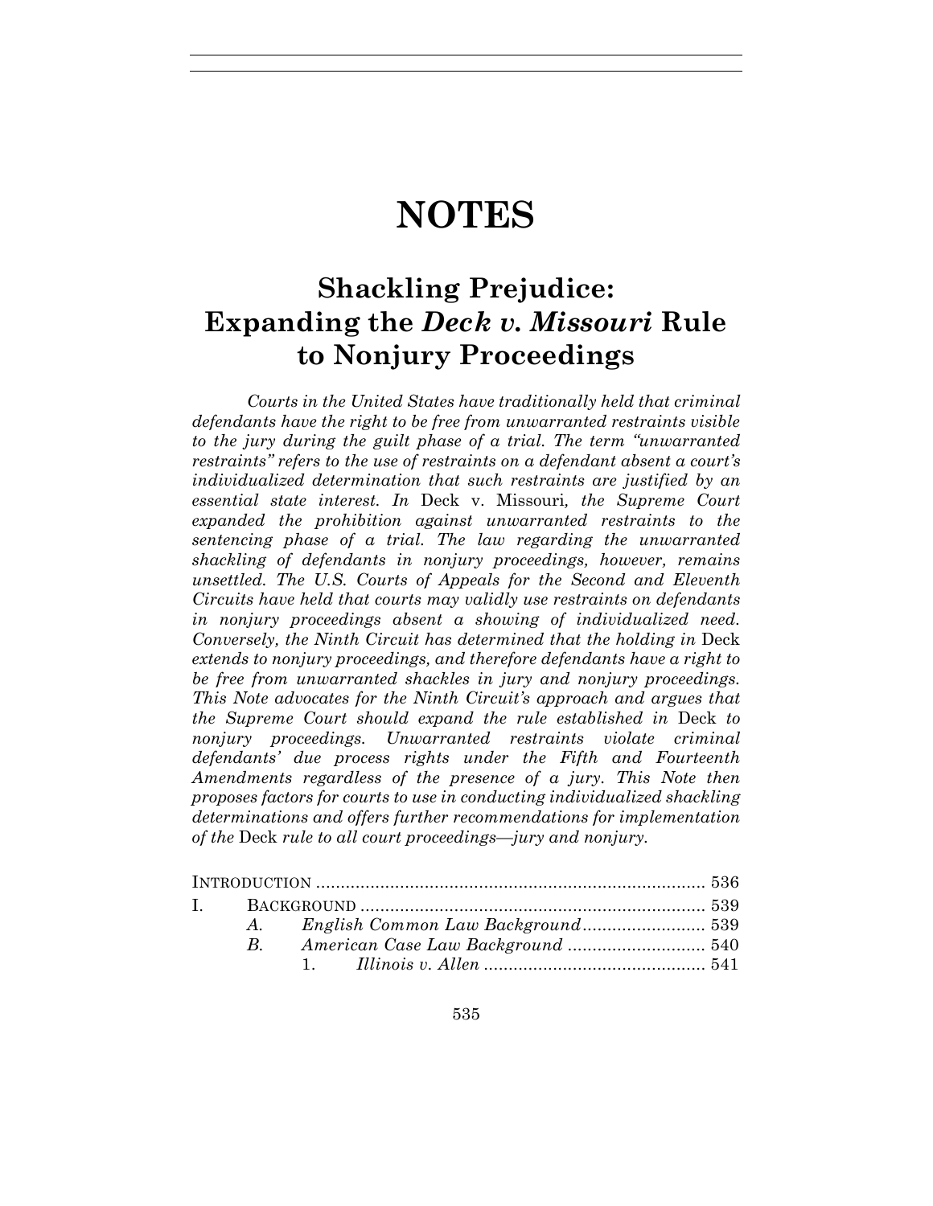# NOTES

## Shackling Prejudice: Expanding the *Deck v. Missouri* Rule to Nonjury Proceedings

*Courts in the United States have traditionally held that criminal defendants have the right to be free from unwarranted restraints visible to the jury during the guilt phase of a trial. The term "unwarranted restraints" refers to the use of restraints on a defendant absent a court's individualized determination that such restraints are justified by an essential state interest. In* Deck v. Missouri*, the Supreme Court expanded the prohibition against unwarranted restraints to the sentencing phase of a trial. The law regarding the unwarranted shackling of defendants in nonjury proceedings, however, remains unsettled. The U.S. Courts of Appeals for the Second and Eleventh Circuits have held that courts may validly use restraints on defendants in nonjury proceedings absent a showing of individualized need. Conversely, the Ninth Circuit has determined that the holding in* Deck *extends to nonjury proceedings, and therefore defendants have a right to be free from unwarranted shackles in jury and nonjury proceedings. This Note advocates for the Ninth Circuit's approach and argues that the Supreme Court should expand the rule established in* Deck *to nonjury proceedings. Unwarranted restraints violate criminal defendants' due process rights under the Fifth and Fourteenth Amendments regardless of the presence of a jury. This Note then proposes factors for courts to use in conducting individualized shackling determinations and offers further recommendations for implementation of the* Deck *rule to all court proceedings—jury and nonjury.*

INTRODUCTION ........................................................................ 536
I. BACKGROUND ...................................................................... 539
  A. *English Common Law Background* ......................... 539
  B. *American Case Law Background* ............................ 540
    1. *Illinois v. Allen* ............................................ 541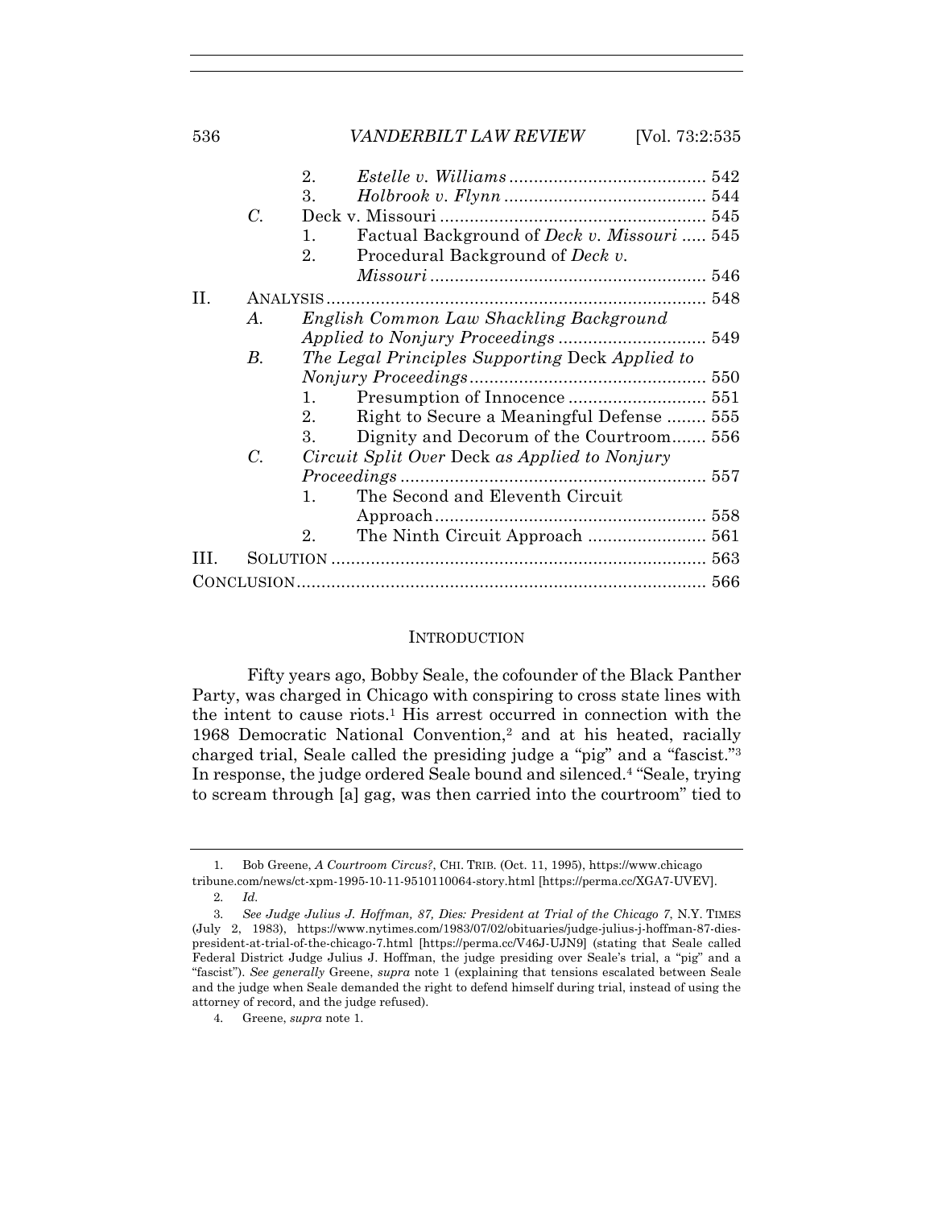2. *Estelle v. Williams* ........................................ 542
3. *Holbrook v. Flynn* ......................................... 544

C. Deck v. Missouri ...................................................... 545
1. Factual Background of *Deck v. Missouri* ..... 545
2. Procedural Background of *Deck v. Missouri* ........................................................ 546

II. ANALYSIS ............................................................................ 548
A. *English Common Law Shackling Background Applied to Nonjury Proceedings* .............................. 549
B. *The Legal Principles Supporting* Deck *Applied to Nonjury Proceedings* ................................................ 550
1. Presumption of Innocence ............................ 551
2. Right to Secure a Meaningful Defense ........ 555
3. Dignity and Decorum of the Courtroom....... 556
C. *Circuit Split Over* Deck *as Applied to Nonjury Proceedings* .............................................................. 557
1. The Second and Eleventh Circuit Approach....................................................... 558
2. The Ninth Circuit Approach ........................ 561

III. SOLUTION ............................................................................ 563

CONCLUSION.................................................................................. 566

## INTRODUCTION

Fifty years ago, Bobby Seale, the cofounder of the Black Panther Party, was charged in Chicago with conspiring to cross state lines with the intent to cause riots.[1] His arrest occurred in connection with the 1968 Democratic National Convention,[2] and at his heated, racially charged trial, Seale called the presiding judge a "pig" and a "fascist."[3] In response, the judge ordered Seale bound and silenced.[4] "Seale, trying to scream through [a] gag, was then carried into the courtroom" tied to

---

1. Bob Greene, *A Courtroom Circus?*, CHI. TRIB. (Oct. 11, 1995), https://www.chicagotribune.com/news/ct-xpm-1995-10-11-9510110064-story.html [https://perma.cc/XGA7-UVEV].

2. *Id.*

3. *See Judge Julius J. Hoffman, 87, Dies: President at Trial of the Chicago 7*, N.Y. TIMES (July 2, 1983), https://www.nytimes.com/1983/07/02/obituaries/judge-julius-j-hoffman-87-dies-president-at-trial-of-the-chicago-7.html [https://perma.cc/V46J-UJN9] (stating that Seale called Federal District Judge Julius J. Hoffman, the judge presiding over Seale's trial, a "pig" and a "fascist"). *See generally* Greene, *supra* note 1 (explaining that tensions escalated between Seale and the judge when Seale demanded the right to defend himself during trial, instead of using the attorney of record, and the judge refused).

4. Greene, *supra* note 1.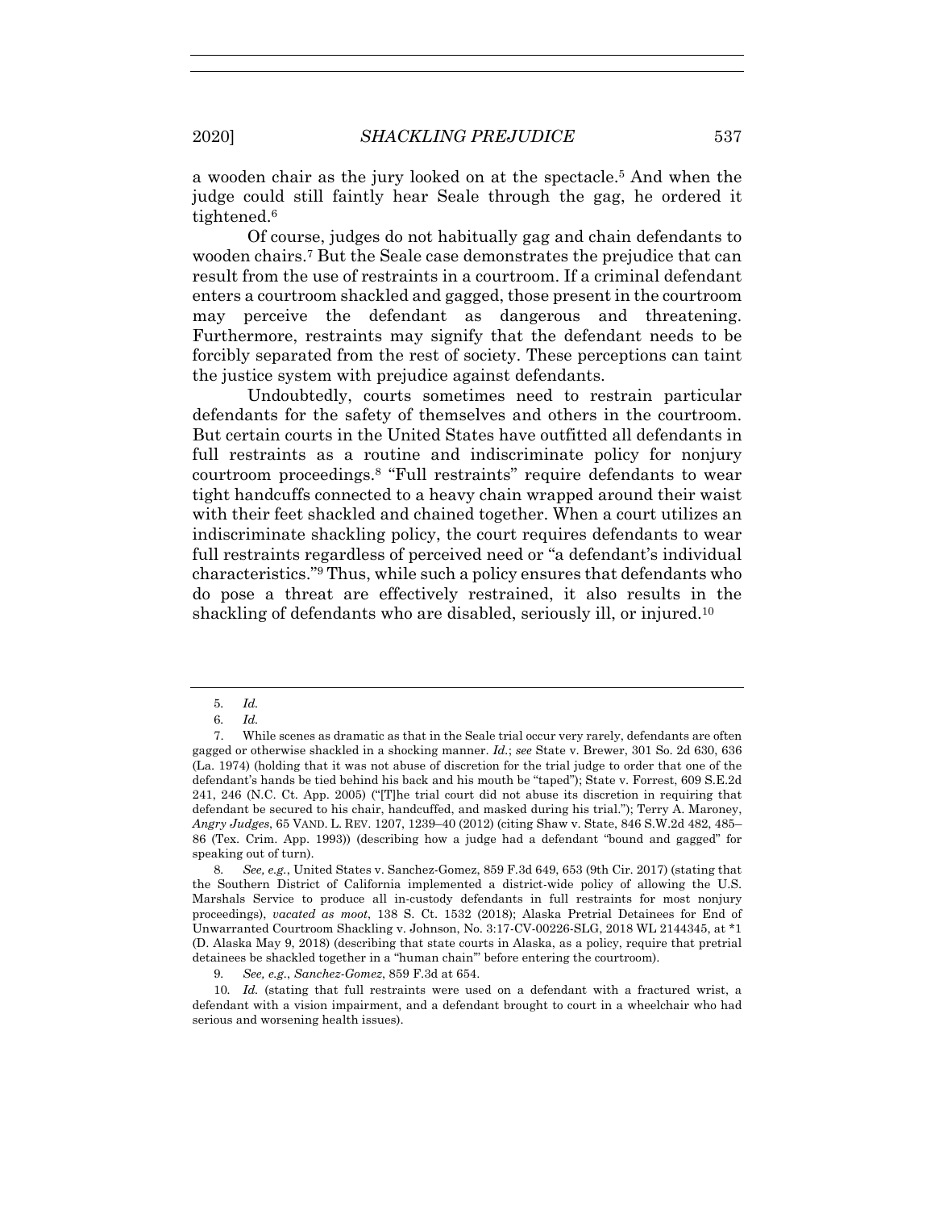a wooden chair as the jury looked on at the spectacle.[5] And when the judge could still faintly hear Seale through the gag, he ordered it tightened.[6]

Of course, judges do not habitually gag and chain defendants to wooden chairs.[7] But the Seale case demonstrates the prejudice that can result from the use of restraints in a courtroom. If a criminal defendant enters a courtroom shackled and gagged, those present in the courtroom may perceive the defendant as dangerous and threatening. Furthermore, restraints may signify that the defendant needs to be forcibly separated from the rest of society. These perceptions can taint the justice system with prejudice against defendants.

Undoubtedly, courts sometimes need to restrain particular defendants for the safety of themselves and others in the courtroom. But certain courts in the United States have outfitted all defendants in full restraints as a routine and indiscriminate policy for nonjury courtroom proceedings.[8] "Full restraints" require defendants to wear tight handcuffs connected to a heavy chain wrapped around their waist with their feet shackled and chained together. When a court utilizes an indiscriminate shackling policy, the court requires defendants to wear full restraints regardless of perceived need or "a defendant's individual characteristics."[9] Thus, while such a policy ensures that defendants who do pose a threat are effectively restrained, it also results in the shackling of defendants who are disabled, seriously ill, or injured.[10]

---

5. *Id.*

6. *Id.*

7. While scenes as dramatic as that in the Seale trial occur very rarely, defendants are often gagged or otherwise shackled in a shocking manner. *Id.*; *see* State v. Brewer, 301 So. 2d 630, 636 (La. 1974) (holding that it was not abuse of discretion for the trial judge to order that one of the defendant's hands be tied behind his back and his mouth be "taped"); State v. Forrest, 609 S.E.2d 241, 246 (N.C. Ct. App. 2005) ("[T]he trial court did not abuse its discretion in requiring that defendant be secured to his chair, handcuffed, and masked during his trial."); Terry A. Maroney, *Angry Judges*, 65 VAND. L. REV. 1207, 1239–40 (2012) (citing Shaw v. State, 846 S.W.2d 482, 485–86 (Tex. Crim. App. 1993)) (describing how a judge had a defendant "bound and gagged" for speaking out of turn).

8. *See, e.g.*, United States v. Sanchez-Gomez, 859 F.3d 649, 653 (9th Cir. 2017) (stating that the Southern District of California implemented a district-wide policy of allowing the U.S. Marshals Service to produce all in-custody defendants in full restraints for most nonjury proceedings), *vacated as moot*, 138 S. Ct. 1532 (2018); Alaska Pretrial Detainees for End of Unwarranted Courtroom Shackling v. Johnson, No. 3:17-CV-00226-SLG, 2018 WL 2144345, at *1 (D. Alaska May 9, 2018) (describing that state courts in Alaska, as a policy, require that pretrial detainees be shackled together in a "human chain'" before entering the courtroom).

9. *See, e.g.*, *Sanchez-Gomez*, 859 F.3d at 654.

10. *Id.* (stating that full restraints were used on a defendant with a fractured wrist, a defendant with a vision impairment, and a defendant brought to court in a wheelchair who had serious and worsening health issues).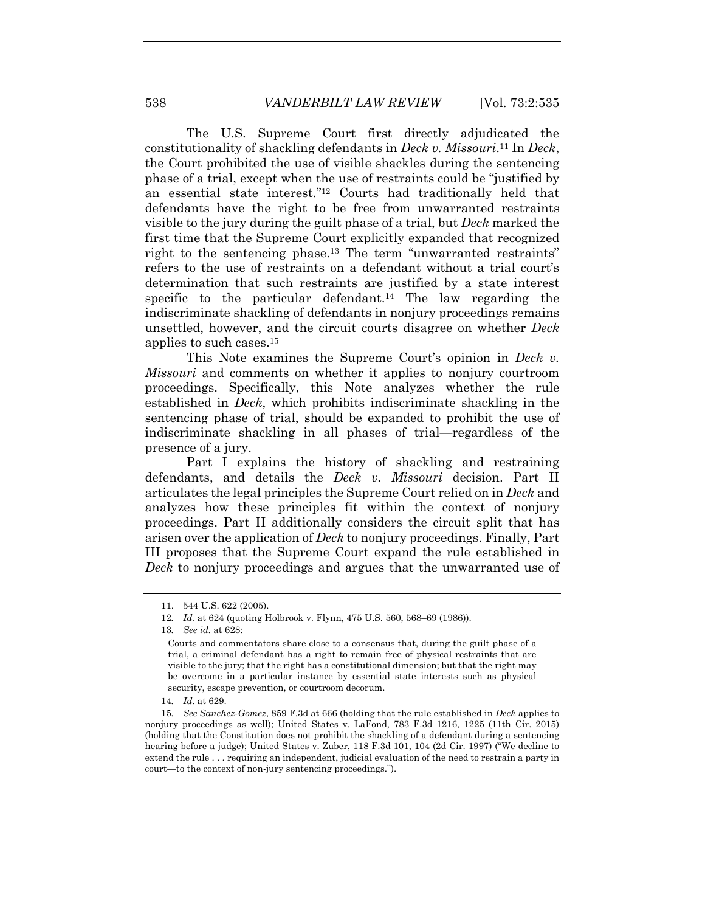The U.S. Supreme Court first directly adjudicated the constitutionality of shackling defendants in *Deck v. Missouri*.[11] In *Deck*, the Court prohibited the use of visible shackles during the sentencing phase of a trial, except when the use of restraints could be "justified by an essential state interest."[12] Courts had traditionally held that defendants have the right to be free from unwarranted restraints visible to the jury during the guilt phase of a trial, but *Deck* marked the first time that the Supreme Court explicitly expanded that recognized right to the sentencing phase.[13] The term "unwarranted restraints" refers to the use of restraints on a defendant without a trial court's determination that such restraints are justified by a state interest specific to the particular defendant.[14] The law regarding the indiscriminate shackling of defendants in nonjury proceedings remains unsettled, however, and the circuit courts disagree on whether *Deck* applies to such cases.[15]

This Note examines the Supreme Court's opinion in *Deck v. Missouri* and comments on whether it applies to nonjury courtroom proceedings. Specifically, this Note analyzes whether the rule established in *Deck*, which prohibits indiscriminate shackling in the sentencing phase of trial, should be expanded to prohibit the use of indiscriminate shackling in all phases of trial—regardless of the presence of a jury.

Part I explains the history of shackling and restraining defendants, and details the *Deck v. Missouri* decision. Part II articulates the legal principles the Supreme Court relied on in *Deck* and analyzes how these principles fit within the context of nonjury proceedings. Part II additionally considers the circuit split that has arisen over the application of *Deck* to nonjury proceedings. Finally, Part III proposes that the Supreme Court expand the rule established in *Deck* to nonjury proceedings and argues that the unwarranted use of

---

11. 544 U.S. 622 (2005).

12. *Id.* at 624 (quoting Holbrook v. Flynn, 475 U.S. 560, 568–69 (1986)).

13. *See id.* at 628:

> Courts and commentators share close to a consensus that, during the guilt phase of a trial, a criminal defendant has a right to remain free of physical restraints that are visible to the jury; that the right has a constitutional dimension; but that the right may be overcome in a particular instance by essential state interests such as physical security, escape prevention, or courtroom decorum.

14. *Id.* at 629.

15. *See Sanchez-Gomez*, 859 F.3d at 666 (holding that the rule established in *Deck* applies to nonjury proceedings as well); United States v. LaFond, 783 F.3d 1216, 1225 (11th Cir. 2015) (holding that the Constitution does not prohibit the shackling of a defendant during a sentencing hearing before a judge); United States v. Zuber, 118 F.3d 101, 104 (2d Cir. 1997) ("We decline to extend the rule . . . requiring an independent, judicial evaluation of the need to restrain a party in court—to the context of non-jury sentencing proceedings.").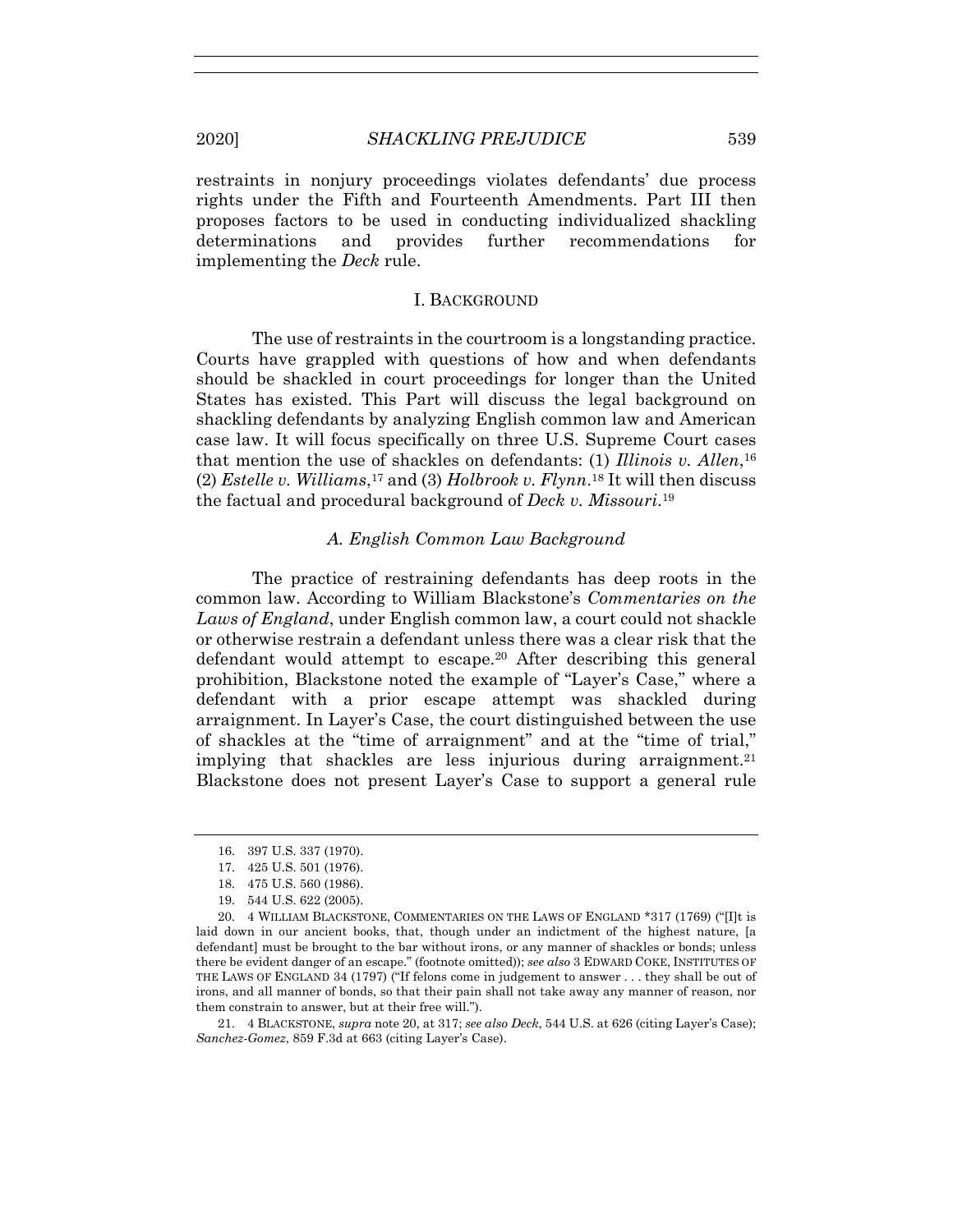restraints in nonjury proceedings violates defendants' due process rights under the Fifth and Fourteenth Amendments. Part III then proposes factors to be used in conducting individualized shackling determinations and provides further recommendations for implementing the *Deck* rule.

## I. BACKGROUND

The use of restraints in the courtroom is a longstanding practice. Courts have grappled with questions of how and when defendants should be shackled in court proceedings for longer than the United States has existed. This Part will discuss the legal background on shackling defendants by analyzing English common law and American case law. It will focus specifically on three U.S. Supreme Court cases that mention the use of shackles on defendants: (1) *Illinois v. Allen*,[16] (2) *Estelle v. Williams*,[17] and (3) *Holbrook v. Flynn*.[18] It will then discuss the factual and procedural background of *Deck v. Missouri*.[19]

### *A. English Common Law Background*

The practice of restraining defendants has deep roots in the common law. According to William Blackstone's *Commentaries on the Laws of England*, under English common law, a court could not shackle or otherwise restrain a defendant unless there was a clear risk that the defendant would attempt to escape.[20] After describing this general prohibition, Blackstone noted the example of "Layer's Case," where a defendant with a prior escape attempt was shackled during arraignment. In Layer's Case, the court distinguished between the use of shackles at the "time of arraignment" and at the "time of trial," implying that shackles are less injurious during arraignment.[21] Blackstone does not present Layer's Case to support a general rule

---

16. 397 U.S. 337 (1970).

17. 425 U.S. 501 (1976).

18. 475 U.S. 560 (1986).

19. 544 U.S. 622 (2005).

20. 4 WILLIAM BLACKSTONE, COMMENTARIES ON THE LAWS OF ENGLAND *317 (1769) ("[I]t is laid down in our ancient books, that, though under an indictment of the highest nature, [a defendant] must be brought to the bar without irons, or any manner of shackles or bonds; unless there be evident danger of an escape." (footnote omitted)); *see also* 3 EDWARD COKE, INSTITUTES OF THE LAWS OF ENGLAND 34 (1797) ("If felons come in judgement to answer . . . they shall be out of irons, and all manner of bonds, so that their pain shall not take away any manner of reason, nor them constrain to answer, but at their free will.").

21. 4 BLACKSTONE, *supra* note 20, at 317; *see also Deck*, 544 U.S. at 626 (citing Layer's Case); *Sanchez-Gomez*, 859 F.3d at 663 (citing Layer's Case).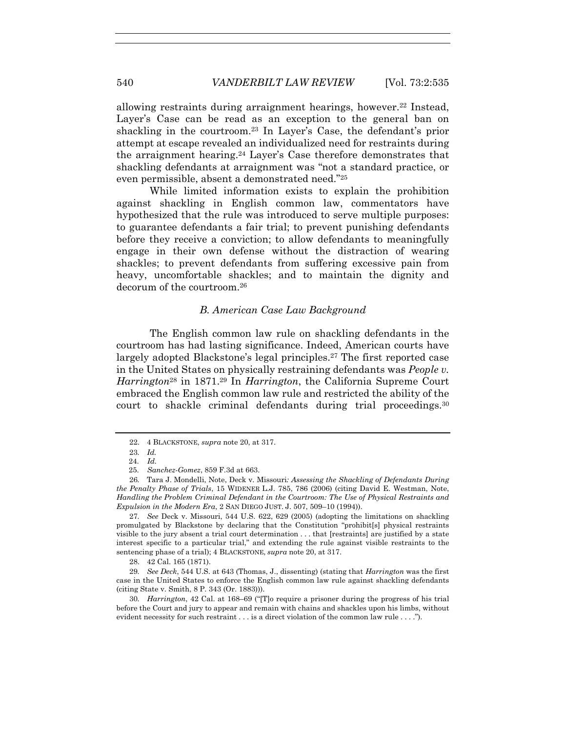allowing restraints during arraignment hearings, however.[22] Instead, Layer's Case can be read as an exception to the general ban on shackling in the courtroom.[23] In Layer's Case, the defendant's prior attempt at escape revealed an individualized need for restraints during the arraignment hearing.[24] Layer's Case therefore demonstrates that shackling defendants at arraignment was "not a standard practice, or even permissible, absent a demonstrated need."[25]

While limited information exists to explain the prohibition against shackling in English common law, commentators have hypothesized that the rule was introduced to serve multiple purposes: to guarantee defendants a fair trial; to prevent punishing defendants before they receive a conviction; to allow defendants to meaningfully engage in their own defense without the distraction of wearing shackles; to prevent defendants from suffering excessive pain from heavy, uncomfortable shackles; and to maintain the dignity and decorum of the courtroom.[26]

### *B. American Case Law Background*

The English common law rule on shackling defendants in the courtroom has had lasting significance. Indeed, American courts have largely adopted Blackstone's legal principles.[27] The first reported case in the United States on physically restraining defendants was *People v. Harrington*[28] in 1871.[29] In *Harrington*, the California Supreme Court embraced the English common law rule and restricted the ability of the court to shackle criminal defendants during trial proceedings.[30]

---

22. 4 BLACKSTONE, *supra* note 20, at 317.

23. *Id.*

24. *Id.*

25. *Sanchez-Gomez*, 859 F.3d at 663.

26. Tara J. Mondelli, Note, Deck v. Missouri*: Assessing the Shackling of Defendants During the Penalty Phase of Trials*, 15 WIDENER L.J. 785, 786 (2006) (citing David E. Westman, Note, *Handling the Problem Criminal Defendant in the Courtroom: The Use of Physical Restraints and Expulsion in the Modern Era*, 2 SAN DIEGO JUST. J. 507, 509–10 (1994)).

27. *See* Deck v. Missouri, 544 U.S. 622, 629 (2005) (adopting the limitations on shackling promulgated by Blackstone by declaring that the Constitution "prohibit[s] physical restraints visible to the jury absent a trial court determination . . . that [restraints] are justified by a state interest specific to a particular trial," and extending the rule against visible restraints to the sentencing phase of a trial); 4 BLACKSTONE, *supra* note 20, at 317.

28. 42 Cal. 165 (1871).

29. *See Deck*, 544 U.S. at 643 (Thomas, J., dissenting) (stating that *Harrington* was the first case in the United States to enforce the English common law rule against shackling defendants (citing State v. Smith, 8 P. 343 (Or. 1883))).

30. *Harrington*, 42 Cal. at 168–69 ("[T]o require a prisoner during the progress of his trial before the Court and jury to appear and remain with chains and shackles upon his limbs, without evident necessity for such restraint . . . is a direct violation of the common law rule . . . .").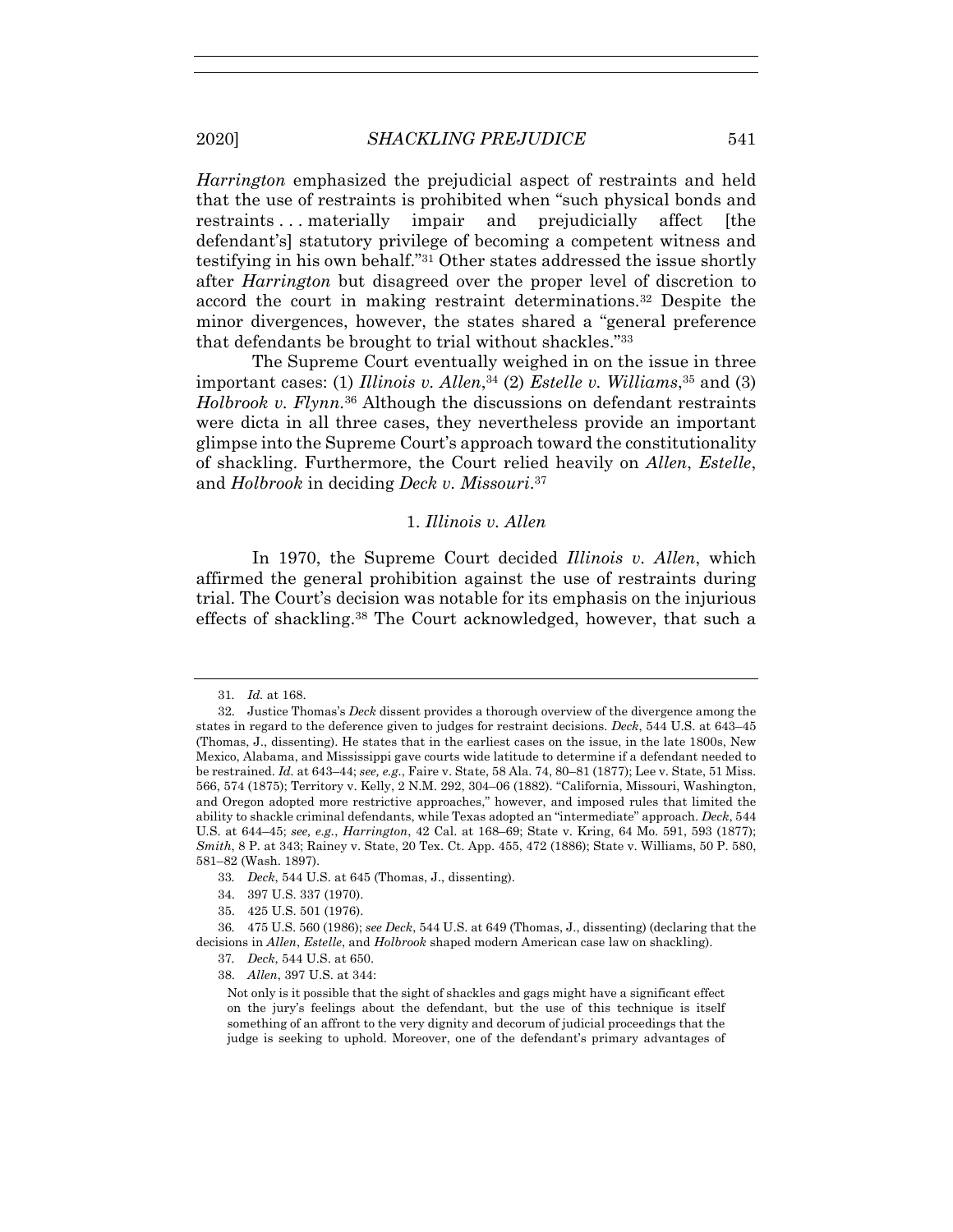*Harrington* emphasized the prejudicial aspect of restraints and held that the use of restraints is prohibited when "such physical bonds and restraints . . . materially impair and prejudicially affect [the defendant's] statutory privilege of becoming a competent witness and testifying in his own behalf."[31] Other states addressed the issue shortly after *Harrington* but disagreed over the proper level of discretion to accord the court in making restraint determinations.[32] Despite the minor divergences, however, the states shared a "general preference that defendants be brought to trial without shackles."[33]

The Supreme Court eventually weighed in on the issue in three important cases: (1) *Illinois v. Allen*,[34] (2) *Estelle v. Williams*,[35] and (3) *Holbrook v. Flynn*.[36] Although the discussions on defendant restraints were dicta in all three cases, they nevertheless provide an important glimpse into the Supreme Court's approach toward the constitutionality of shackling. Furthermore, the Court relied heavily on *Allen*, *Estelle*, and *Holbrook* in deciding *Deck v. Missouri*.[37]

### 1. *Illinois v. Allen*

In 1970, the Supreme Court decided *Illinois v. Allen*, which affirmed the general prohibition against the use of restraints during trial. The Court's decision was notable for its emphasis on the injurious effects of shackling.[38] The Court acknowledged, however, that such a

---

31. *Id.* at 168.

32. Justice Thomas's *Deck* dissent provides a thorough overview of the divergence among the states in regard to the deference given to judges for restraint decisions. *Deck*, 544 U.S. at 643–45 (Thomas, J., dissenting). He states that in the earliest cases on the issue, in the late 1800s, New Mexico, Alabama, and Mississippi gave courts wide latitude to determine if a defendant needed to be restrained. *Id.* at 643–44; *see, e.g.*, Faire v. State, 58 Ala. 74, 80–81 (1877); Lee v. State, 51 Miss. 566, 574 (1875); Territory v. Kelly, 2 N.M. 292, 304–06 (1882). "California, Missouri, Washington, and Oregon adopted more restrictive approaches," however, and imposed rules that limited the ability to shackle criminal defendants, while Texas adopted an "intermediate" approach. *Deck*, 544 U.S. at 644–45; *see, e.g.*, *Harrington*, 42 Cal. at 168–69; State v. Kring, 64 Mo. 591, 593 (1877); *Smith*, 8 P. at 343; Rainey v. State, 20 Tex. Ct. App. 455, 472 (1886); State v. Williams, 50 P. 580, 581–82 (Wash. 1897).

33. *Deck*, 544 U.S. at 645 (Thomas, J., dissenting).

34. 397 U.S. 337 (1970).

35. 425 U.S. 501 (1976).

36. 475 U.S. 560 (1986); *see Deck*, 544 U.S. at 649 (Thomas, J., dissenting) (declaring that the decisions in *Allen*, *Estelle*, and *Holbrook* shaped modern American case law on shackling).

37. *Deck*, 544 U.S. at 650.

38. *Allen*, 397 U.S. at 344:

> Not only is it possible that the sight of shackles and gags might have a significant effect on the jury's feelings about the defendant, but the use of this technique is itself something of an affront to the very dignity and decorum of judicial proceedings that the judge is seeking to uphold. Moreover, one of the defendant's primary advantages of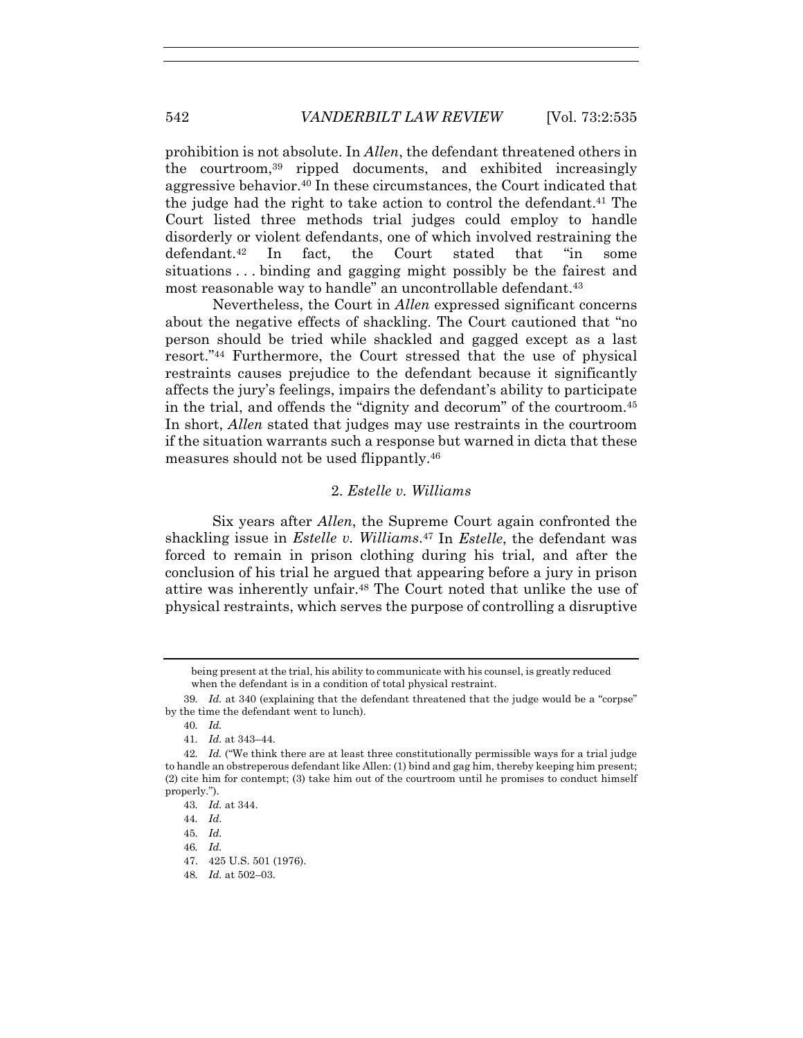prohibition is not absolute. In *Allen*, the defendant threatened others in the courtroom,[39] ripped documents, and exhibited increasingly aggressive behavior.[40] In these circumstances, the Court indicated that the judge had the right to take action to control the defendant.[41] The Court listed three methods trial judges could employ to handle disorderly or violent defendants, one of which involved restraining the defendant.[42] In fact, the Court stated that "in some situations . . . binding and gagging might possibly be the fairest and most reasonable way to handle" an uncontrollable defendant.[43]

Nevertheless, the Court in *Allen* expressed significant concerns about the negative effects of shackling. The Court cautioned that "no person should be tried while shackled and gagged except as a last resort."[44] Furthermore, the Court stressed that the use of physical restraints causes prejudice to the defendant because it significantly affects the jury's feelings, impairs the defendant's ability to participate in the trial, and offends the "dignity and decorum" of the courtroom.[45] In short, *Allen* stated that judges may use restraints in the courtroom if the situation warrants such a response but warned in dicta that these measures should not be used flippantly.[46]

### 2. *Estelle v. Williams*

Six years after *Allen*, the Supreme Court again confronted the shackling issue in *Estelle v. Williams*.[47] In *Estelle*, the defendant was forced to remain in prison clothing during his trial, and after the conclusion of his trial he argued that appearing before a jury in prison attire was inherently unfair.[48] The Court noted that unlike the use of physical restraints, which serves the purpose of controlling a disruptive

---

being present at the trial, his ability to communicate with his counsel, is greatly reduced when the defendant is in a condition of total physical restraint.

39. *Id.* at 340 (explaining that the defendant threatened that the judge would be a "corpse" by the time the defendant went to lunch).

40. *Id.*

41. *Id.* at 343–44.

42. *Id.* ("We think there are at least three constitutionally permissible ways for a trial judge to handle an obstreperous defendant like Allen: (1) bind and gag him, thereby keeping him present; (2) cite him for contempt; (3) take him out of the courtroom until he promises to conduct himself properly.").

43. *Id.* at 344.

44. *Id.*

45. *Id.*

46. *Id.*

47. 425 U.S. 501 (1976).

48. *Id.* at 502–03.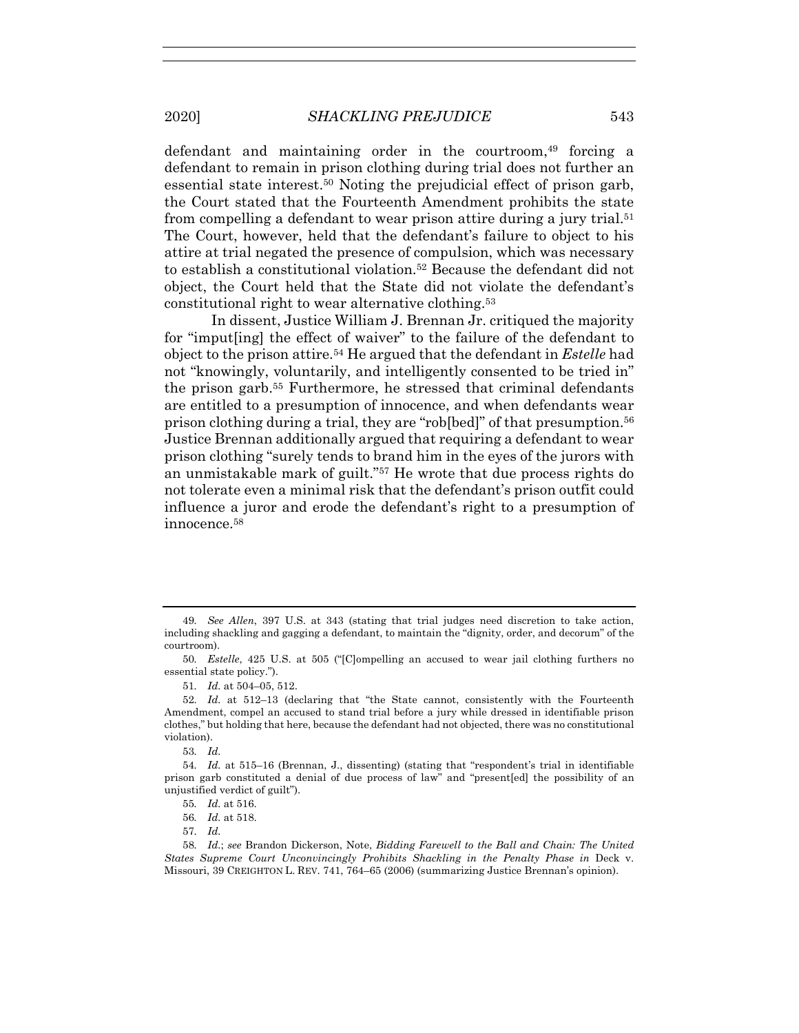defendant and maintaining order in the courtroom,[49] forcing a defendant to remain in prison clothing during trial does not further an essential state interest.[50] Noting the prejudicial effect of prison garb, the Court stated that the Fourteenth Amendment prohibits the state from compelling a defendant to wear prison attire during a jury trial.[51] The Court, however, held that the defendant's failure to object to his attire at trial negated the presence of compulsion, which was necessary to establish a constitutional violation.[52] Because the defendant did not object, the Court held that the State did not violate the defendant's constitutional right to wear alternative clothing.[53]

In dissent, Justice William J. Brennan Jr. critiqued the majority for "imput[ing] the effect of waiver" to the failure of the defendant to object to the prison attire.[54] He argued that the defendant in *Estelle* had not "knowingly, voluntarily, and intelligently consented to be tried in" the prison garb.[55] Furthermore, he stressed that criminal defendants are entitled to a presumption of innocence, and when defendants wear prison clothing during a trial, they are "rob[bed]" of that presumption.[56] Justice Brennan additionally argued that requiring a defendant to wear prison clothing "surely tends to brand him in the eyes of the jurors with an unmistakable mark of guilt."[57] He wrote that due process rights do not tolerate even a minimal risk that the defendant's prison outfit could influence a juror and erode the defendant's right to a presumption of innocence.[58]

---

49. *See Allen*, 397 U.S. at 343 (stating that trial judges need discretion to take action, including shackling and gagging a defendant, to maintain the "dignity, order, and decorum" of the courtroom).

50. *Estelle*, 425 U.S. at 505 ("[C]ompelling an accused to wear jail clothing furthers no essential state policy.").

51. *Id.* at 504–05, 512.

52. *Id.* at 512–13 (declaring that "the State cannot, consistently with the Fourteenth Amendment, compel an accused to stand trial before a jury while dressed in identifiable prison clothes," but holding that here, because the defendant had not objected, there was no constitutional violation).

53. *Id.*

54. *Id.* at 515–16 (Brennan, J., dissenting) (stating that "respondent's trial in identifiable prison garb constituted a denial of due process of law" and "present[ed] the possibility of an unjustified verdict of guilt").

55. *Id.* at 516.

56. *Id.* at 518.

57. *Id.*

58. *Id.*; *see* Brandon Dickerson, Note, *Bidding Farewell to the Ball and Chain: The United States Supreme Court Unconvincingly Prohibits Shackling in the Penalty Phase in* Deck v. Missouri, 39 CREIGHTON L. REV. 741, 764–65 (2006) (summarizing Justice Brennan's opinion).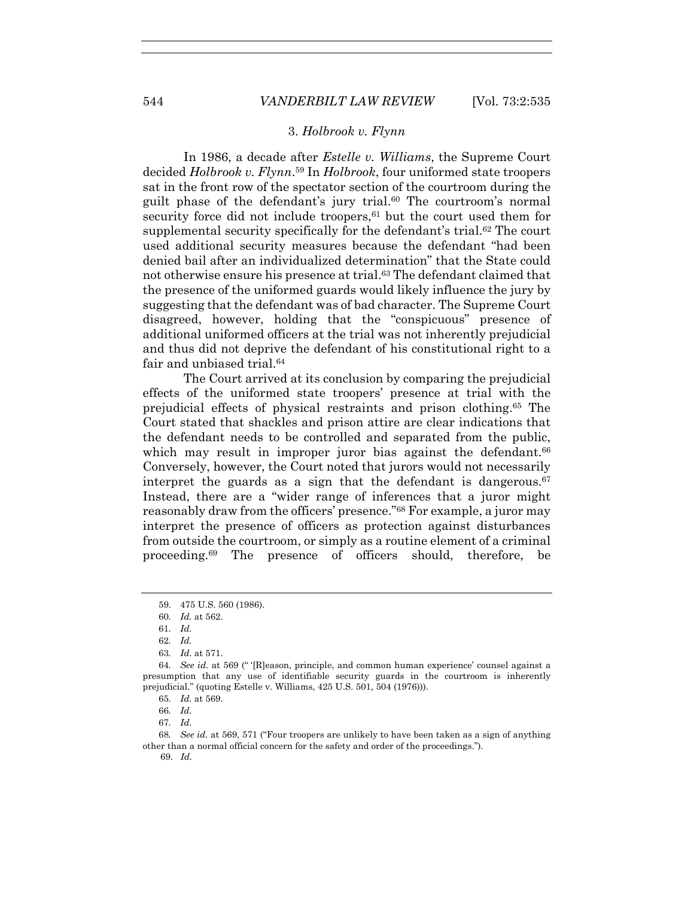### 3. *Holbrook v. Flynn*

In 1986, a decade after *Estelle v. Williams*, the Supreme Court decided *Holbrook v. Flynn*.[59] In *Holbrook*, four uniformed state troopers sat in the front row of the spectator section of the courtroom during the guilt phase of the defendant's jury trial.[60] The courtroom's normal security force did not include troopers,[61] but the court used them for supplemental security specifically for the defendant's trial.[62] The court used additional security measures because the defendant "had been denied bail after an individualized determination" that the State could not otherwise ensure his presence at trial.[63] The defendant claimed that the presence of the uniformed guards would likely influence the jury by suggesting that the defendant was of bad character. The Supreme Court disagreed, however, holding that the "conspicuous" presence of additional uniformed officers at the trial was not inherently prejudicial and thus did not deprive the defendant of his constitutional right to a fair and unbiased trial.[64]

The Court arrived at its conclusion by comparing the prejudicial effects of the uniformed state troopers' presence at trial with the prejudicial effects of physical restraints and prison clothing.[65] The Court stated that shackles and prison attire are clear indications that the defendant needs to be controlled and separated from the public, which may result in improper juror bias against the defendant.[66] Conversely, however, the Court noted that jurors would not necessarily interpret the guards as a sign that the defendant is dangerous.[67] Instead, there are a "wider range of inferences that a juror might reasonably draw from the officers' presence."[68] For example, a juror may interpret the presence of officers as protection against disturbances from outside the courtroom, or simply as a routine element of a criminal proceeding.[69] The presence of officers should, therefore, be

---

59. 475 U.S. 560 (1986).

60. *Id.* at 562.

61. *Id.*

62. *Id.*

63. *Id*. at 571.

64. *See id.* at 569 (" '[R]eason, principle, and common human experience' counsel against a presumption that any use of identifiable security guards in the courtroom is inherently prejudicial." (quoting Estelle v. Williams, 425 U.S. 501, 504 (1976))).

65. *Id.* at 569.

66. *Id.*

67. *Id.*

68. *See id.* at 569, 571 ("Four troopers are unlikely to have been taken as a sign of anything other than a normal official concern for the safety and order of the proceedings.").

69. *Id.*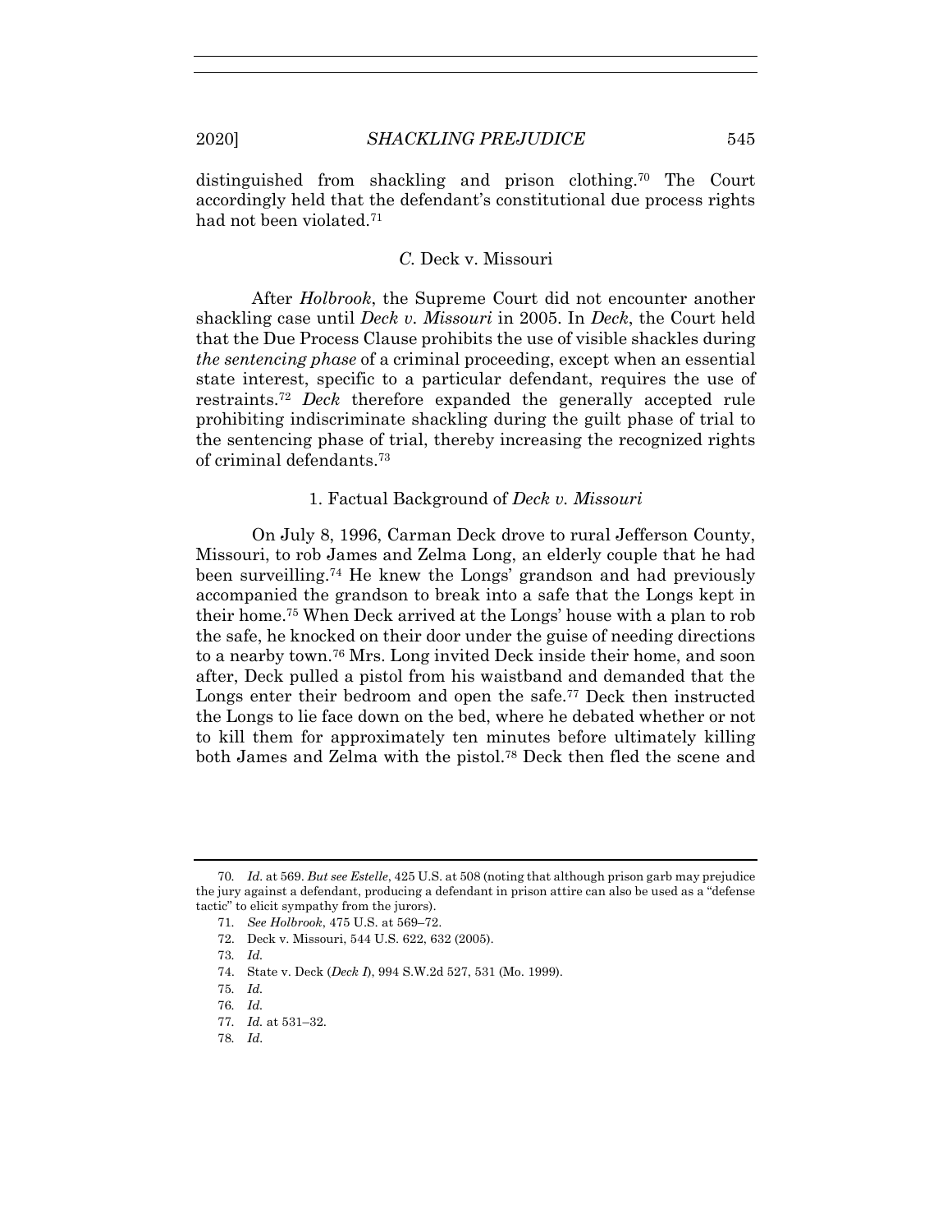distinguished from shackling and prison clothing.[70] The Court accordingly held that the defendant's constitutional due process rights had not been violated.[71]

### *C.* Deck v. Missouri

After *Holbrook*, the Supreme Court did not encounter another shackling case until *Deck v. Missouri* in 2005. In *Deck*, the Court held that the Due Process Clause prohibits the use of visible shackles during *the sentencing phase* of a criminal proceeding, except when an essential state interest, specific to a particular defendant, requires the use of restraints.[72] *Deck* therefore expanded the generally accepted rule prohibiting indiscriminate shackling during the guilt phase of trial to the sentencing phase of trial, thereby increasing the recognized rights of criminal defendants.[73]

#### 1. Factual Background of *Deck v. Missouri*

On July 8, 1996, Carman Deck drove to rural Jefferson County, Missouri, to rob James and Zelma Long, an elderly couple that he had been surveilling.[74] He knew the Longs' grandson and had previously accompanied the grandson to break into a safe that the Longs kept in their home.[75] When Deck arrived at the Longs' house with a plan to rob the safe, he knocked on their door under the guise of needing directions to a nearby town.[76] Mrs. Long invited Deck inside their home, and soon after, Deck pulled a pistol from his waistband and demanded that the Longs enter their bedroom and open the safe.[77] Deck then instructed the Longs to lie face down on the bed, where he debated whether or not to kill them for approximately ten minutes before ultimately killing both James and Zelma with the pistol.[78] Deck then fled the scene and

---

70. *Id.* at 569. *But see Estelle*, 425 U.S. at 508 (noting that although prison garb may prejudice the jury against a defendant, producing a defendant in prison attire can also be used as a "defense tactic" to elicit sympathy from the jurors).

71. *See Holbrook*, 475 U.S. at 569–72.

72. Deck v. Missouri, 544 U.S. 622, 632 (2005).

73. *Id.*

74. State v. Deck (*Deck I*), 994 S.W.2d 527, 531 (Mo. 1999).

75. *Id.*

76. *Id.*

77. *Id.* at 531–32.

78. *Id.*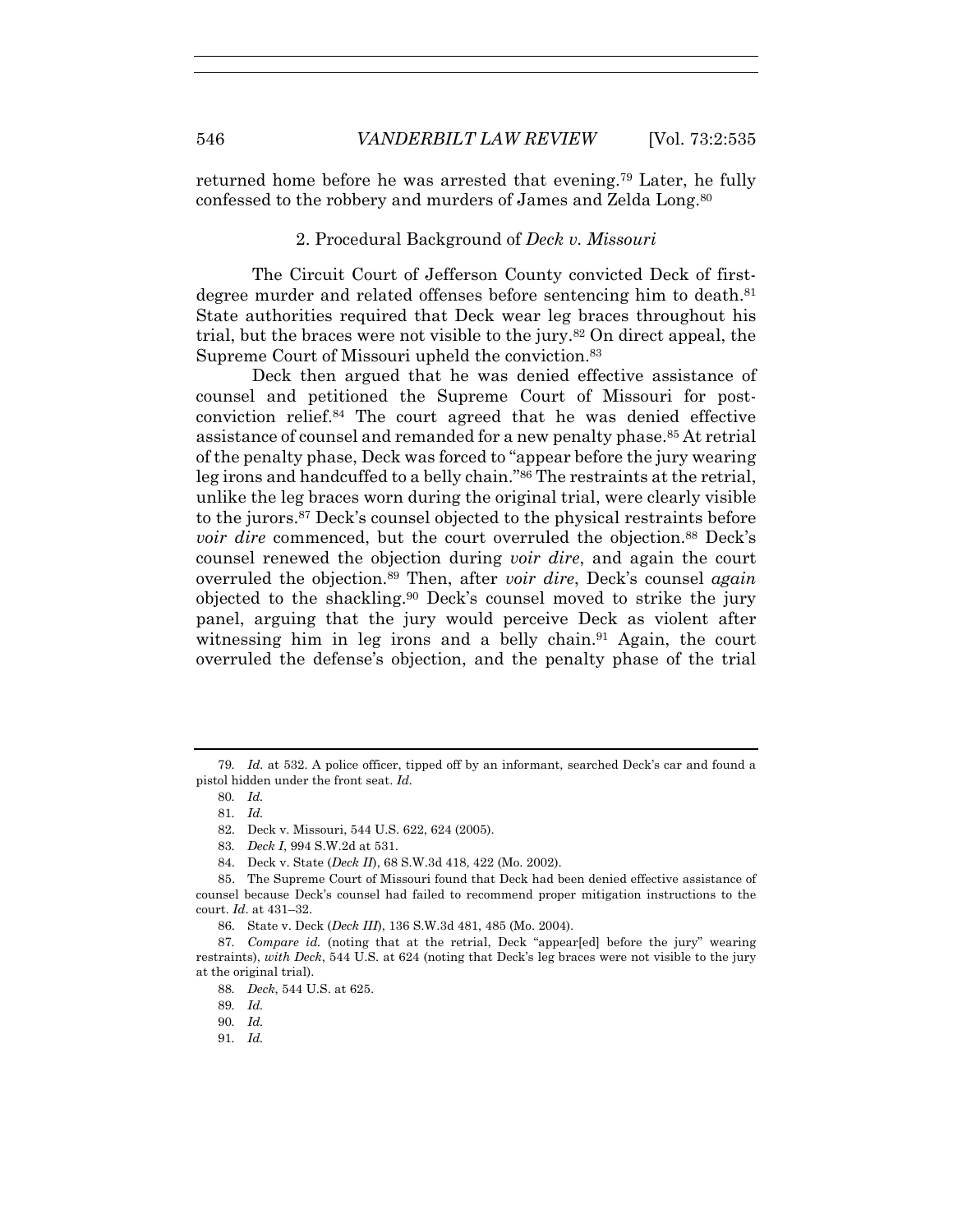returned home before he was arrested that evening.[79] Later, he fully confessed to the robbery and murders of James and Zelda Long.[80]

### 2. Procedural Background of *Deck v. Missouri*

The Circuit Court of Jefferson County convicted Deck of first-degree murder and related offenses before sentencing him to death.[81] State authorities required that Deck wear leg braces throughout his trial, but the braces were not visible to the jury.[82] On direct appeal, the Supreme Court of Missouri upheld the conviction.[83]

Deck then argued that he was denied effective assistance of counsel and petitioned the Supreme Court of Missouri for post-conviction relief.[84] The court agreed that he was denied effective assistance of counsel and remanded for a new penalty phase.[85] At retrial of the penalty phase, Deck was forced to "appear before the jury wearing leg irons and handcuffed to a belly chain."[86] The restraints at the retrial, unlike the leg braces worn during the original trial, were clearly visible to the jurors.[87] Deck's counsel objected to the physical restraints before *voir dire* commenced, but the court overruled the objection.[88] Deck's counsel renewed the objection during *voir dire*, and again the court overruled the objection.[89] Then, after *voir dire*, Deck's counsel *again* objected to the shackling.[90] Deck's counsel moved to strike the jury panel, arguing that the jury would perceive Deck as violent after witnessing him in leg irons and a belly chain.[91] Again, the court overruled the defense's objection, and the penalty phase of the trial

---

79. *Id.* at 532. A police officer, tipped off by an informant, searched Deck's car and found a pistol hidden under the front seat. *Id.*

80. *Id.*

81. *Id.*

82. Deck v. Missouri, 544 U.S. 622, 624 (2005).

83. *Deck I*, 994 S.W.2d at 531.

84. Deck v. State (*Deck II*), 68 S.W.3d 418, 422 (Mo. 2002).

85. The Supreme Court of Missouri found that Deck had been denied effective assistance of counsel because Deck's counsel had failed to recommend proper mitigation instructions to the court. *Id*. at 431–32.

86. State v. Deck (*Deck III*), 136 S.W.3d 481, 485 (Mo. 2004).

87. *Compare id.* (noting that at the retrial, Deck "appear[ed] before the jury" wearing restraints), *with Deck*, 544 U.S. at 624 (noting that Deck's leg braces were not visible to the jury at the original trial).

88. *Deck*, 544 U.S. at 625.

89. *Id.*

90. *Id.*

91. *Id.*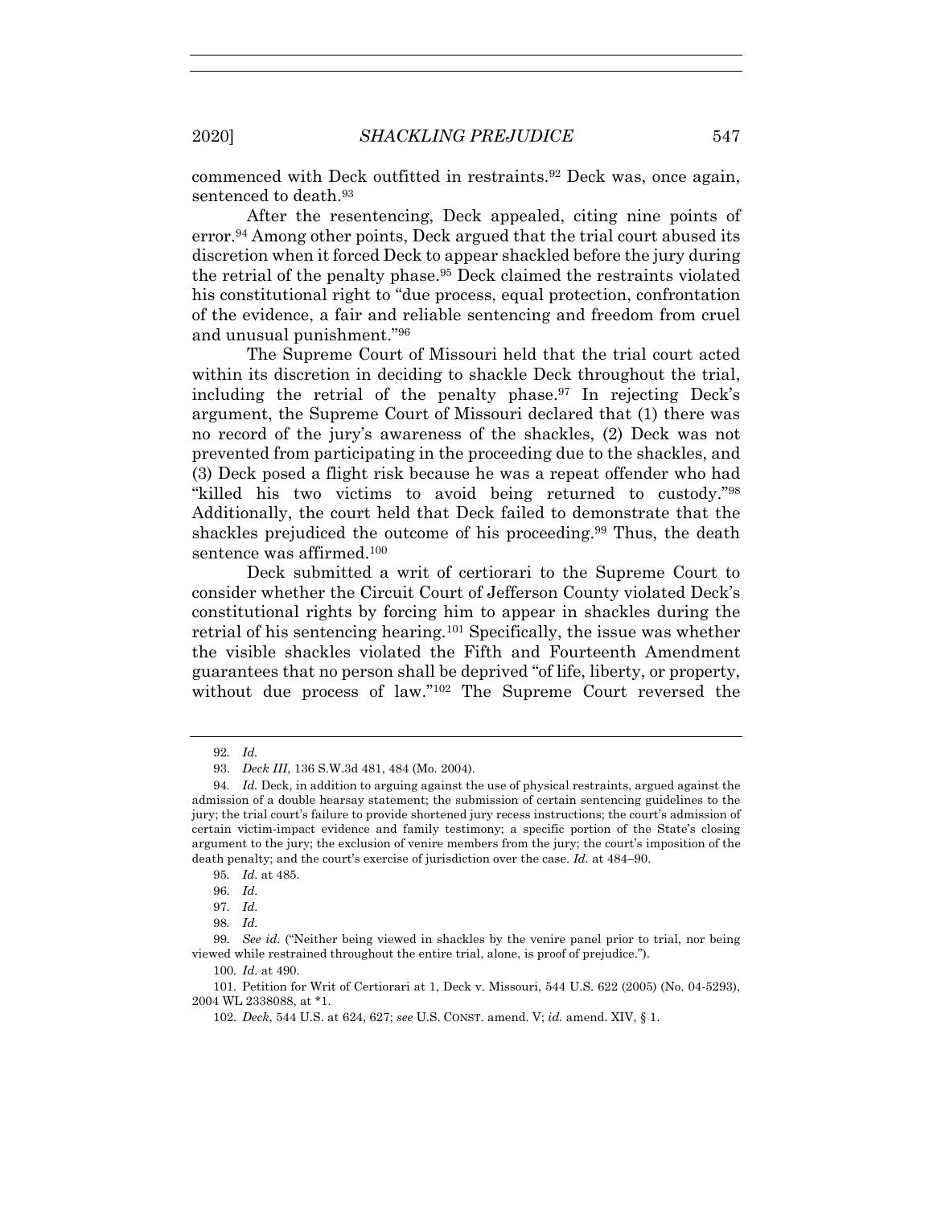commenced with Deck outfitted in restraints.[92] Deck was, once again, sentenced to death.[93]

After the resentencing, Deck appealed, citing nine points of error.[94] Among other points, Deck argued that the trial court abused its discretion when it forced Deck to appear shackled before the jury during the retrial of the penalty phase.[95] Deck claimed the restraints violated his constitutional right to "due process, equal protection, confrontation of the evidence, a fair and reliable sentencing and freedom from cruel and unusual punishment."[96]

The Supreme Court of Missouri held that the trial court acted within its discretion in deciding to shackle Deck throughout the trial, including the retrial of the penalty phase.[97] In rejecting Deck's argument, the Supreme Court of Missouri declared that (1) there was no record of the jury's awareness of the shackles, (2) Deck was not prevented from participating in the proceeding due to the shackles, and (3) Deck posed a flight risk because he was a repeat offender who had "killed his two victims to avoid being returned to custody."[98] Additionally, the court held that Deck failed to demonstrate that the shackles prejudiced the outcome of his proceeding.[99] Thus, the death sentence was affirmed.[100]

Deck submitted a writ of certiorari to the Supreme Court to consider whether the Circuit Court of Jefferson County violated Deck's constitutional rights by forcing him to appear in shackles during the retrial of his sentencing hearing.[101] Specifically, the issue was whether the visible shackles violated the Fifth and Fourteenth Amendment guarantees that no person shall be deprived "of life, liberty, or property, without due process of law."[102] The Supreme Court reversed the

---

92. *Id.*

93. *Deck III*, 136 S.W.3d 481, 484 (Mo. 2004).

94. *Id.* Deck, in addition to arguing against the use of physical restraints, argued against the admission of a double hearsay statement; the submission of certain sentencing guidelines to the jury; the trial court's failure to provide shortened jury recess instructions; the court's admission of certain victim-impact evidence and family testimony; a specific portion of the State's closing argument to the jury; the exclusion of venire members from the jury; the court's imposition of the death penalty; and the court's exercise of jurisdiction over the case. *Id.* at 484–90.

95. *Id.* at 485.

96. *Id.*

97. *Id.*

98. *Id.*

99. *See id.* ("Neither being viewed in shackles by the venire panel prior to trial, nor being viewed while restrained throughout the entire trial, alone, is proof of prejudice.").

100. *Id.* at 490.

101. Petition for Writ of Certiorari at 1, Deck v. Missouri, 544 U.S. 622 (2005) (No. 04-5293), 2004 WL 2338088, at *1.

102. *Deck*, 544 U.S. at 624, 627; *see* U.S. CONST. amend. V; *id.* amend. XIV, § 1.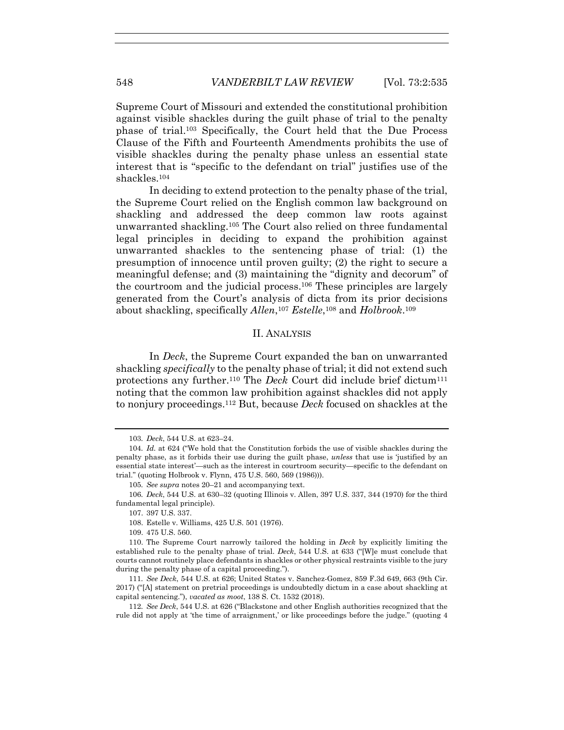Supreme Court of Missouri and extended the constitutional prohibition against visible shackles during the guilt phase of trial to the penalty phase of trial.[103] Specifically, the Court held that the Due Process Clause of the Fifth and Fourteenth Amendments prohibits the use of visible shackles during the penalty phase unless an essential state interest that is "specific to the defendant on trial" justifies use of the shackles.[104]

In deciding to extend protection to the penalty phase of the trial, the Supreme Court relied on the English common law background on shackling and addressed the deep common law roots against unwarranted shackling.[105] The Court also relied on three fundamental legal principles in deciding to expand the prohibition against unwarranted shackles to the sentencing phase of trial: (1) the presumption of innocence until proven guilty; (2) the right to secure a meaningful defense; and (3) maintaining the "dignity and decorum" of the courtroom and the judicial process.[106] These principles are largely generated from the Court's analysis of dicta from its prior decisions about shackling, specifically *Allen*,[107] *Estelle*,[108] and *Holbrook*.[109]

## II. ANALYSIS

In *Deck*, the Supreme Court expanded the ban on unwarranted shackling *specifically* to the penalty phase of trial; it did not extend such protections any further.[110] The *Deck* Court did include brief dictum[111] noting that the common law prohibition against shackles did not apply to nonjury proceedings.[112] But, because *Deck* focused on shackles at the

---

103. *Deck*, 544 U.S. at 623–24.

104. *Id.* at 624 ("We hold that the Constitution forbids the use of visible shackles during the penalty phase, as it forbids their use during the guilt phase, *unless* that use is 'justified by an essential state interest'—such as the interest in courtroom security—specific to the defendant on trial." (quoting Holbrook v. Flynn, 475 U.S. 560, 569 (1986))).

105. *See supra* notes 20–21 and accompanying text.

106. *Deck*, 544 U.S. at 630–32 (quoting Illinois v. Allen, 397 U.S. 337, 344 (1970) for the third fundamental legal principle).

107. 397 U.S. 337.

108. Estelle v. Williams, 425 U.S. 501 (1976).

109. 475 U.S. 560.

110. The Supreme Court narrowly tailored the holding in *Deck* by explicitly limiting the established rule to the penalty phase of trial. *Deck*, 544 U.S. at 633 ("[W]e must conclude that courts cannot routinely place defendants in shackles or other physical restraints visible to the jury during the penalty phase of a capital proceeding.").

111. *See Deck*, 544 U.S. at 626; United States v. Sanchez-Gomez, 859 F.3d 649, 663 (9th Cir. 2017) ("[A] statement on pretrial proceedings is undoubtedly dictum in a case about shackling at capital sentencing."), *vacated as moot*, 138 S. Ct. 1532 (2018).

112. *See Deck*, 544 U.S. at 626 ("Blackstone and other English authorities recognized that the rule did not apply at 'the time of arraignment,' or like proceedings before the judge." (quoting 4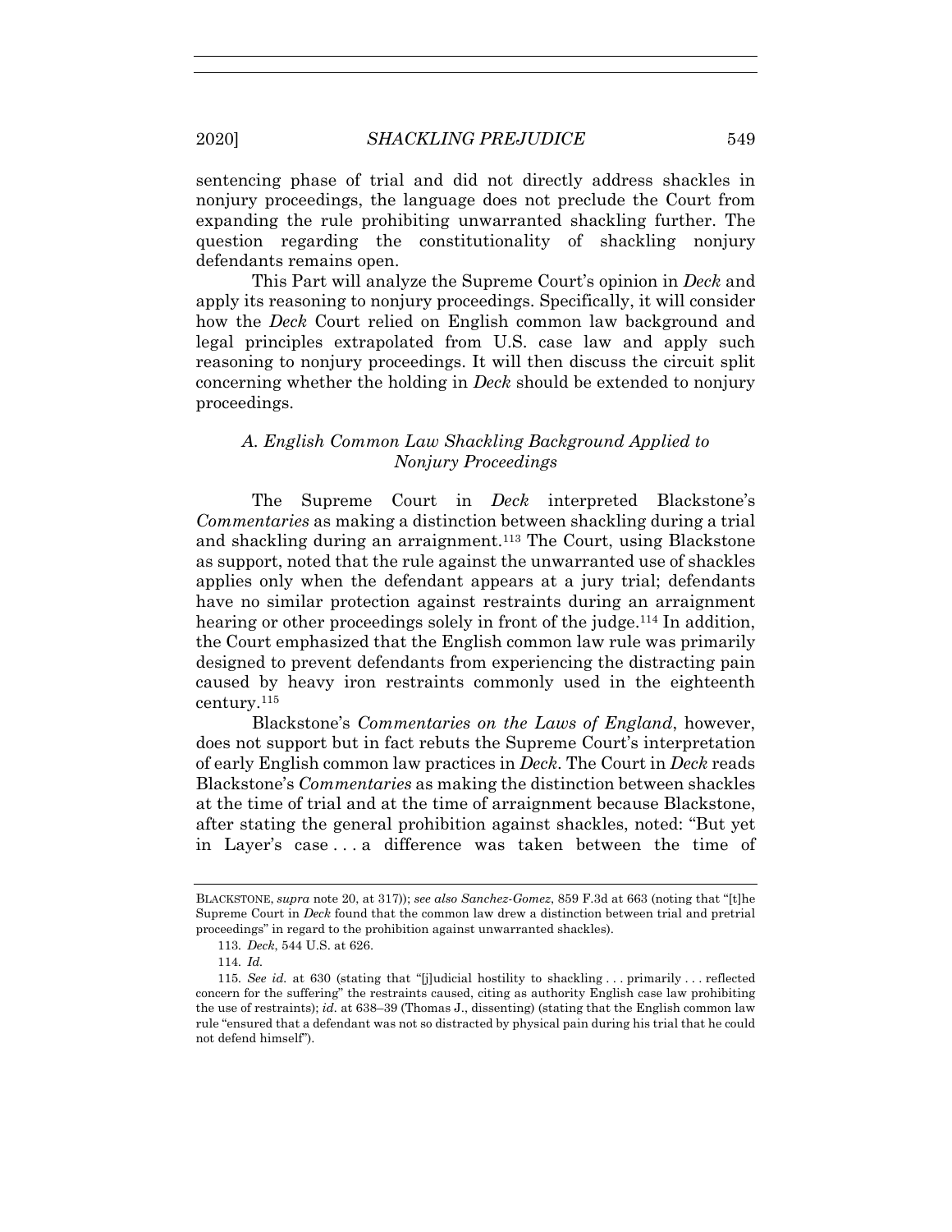sentencing phase of trial and did not directly address shackles in nonjury proceedings, the language does not preclude the Court from expanding the rule prohibiting unwarranted shackling further. The question regarding the constitutionality of shackling nonjury defendants remains open.

This Part will analyze the Supreme Court's opinion in *Deck* and apply its reasoning to nonjury proceedings. Specifically, it will consider how the *Deck* Court relied on English common law background and legal principles extrapolated from U.S. case law and apply such reasoning to nonjury proceedings. It will then discuss the circuit split concerning whether the holding in *Deck* should be extended to nonjury proceedings.

### *A. English Common Law Shackling Background Applied to Nonjury Proceedings*

The Supreme Court in *Deck* interpreted Blackstone's *Commentaries* as making a distinction between shackling during a trial and shackling during an arraignment.[113] The Court, using Blackstone as support, noted that the rule against the unwarranted use of shackles applies only when the defendant appears at a jury trial; defendants have no similar protection against restraints during an arraignment hearing or other proceedings solely in front of the judge.[114] In addition, the Court emphasized that the English common law rule was primarily designed to prevent defendants from experiencing the distracting pain caused by heavy iron restraints commonly used in the eighteenth century.[115]

Blackstone's *Commentaries on the Laws of England*, however, does not support but in fact rebuts the Supreme Court's interpretation of early English common law practices in *Deck*. The Court in *Deck* reads Blackstone's *Commentaries* as making the distinction between shackles at the time of trial and at the time of arraignment because Blackstone, after stating the general prohibition against shackles, noted: "But yet in Layer's case . . . a difference was taken between the time of

---

BLACKSTONE, *supra* note 20, at 317)); *see also Sanchez-Gomez*, 859 F.3d at 663 (noting that "[t]he Supreme Court in *Deck* found that the common law drew a distinction between trial and pretrial proceedings" in regard to the prohibition against unwarranted shackles).

113. *Deck*, 544 U.S. at 626.

114. *Id.*

115. *See id.* at 630 (stating that "[j]udicial hostility to shackling . . . primarily . . . reflected concern for the suffering" the restraints caused, citing as authority English case law prohibiting the use of restraints); *id.* at 638–39 (Thomas J., dissenting) (stating that the English common law rule "ensured that a defendant was not so distracted by physical pain during his trial that he could not defend himself").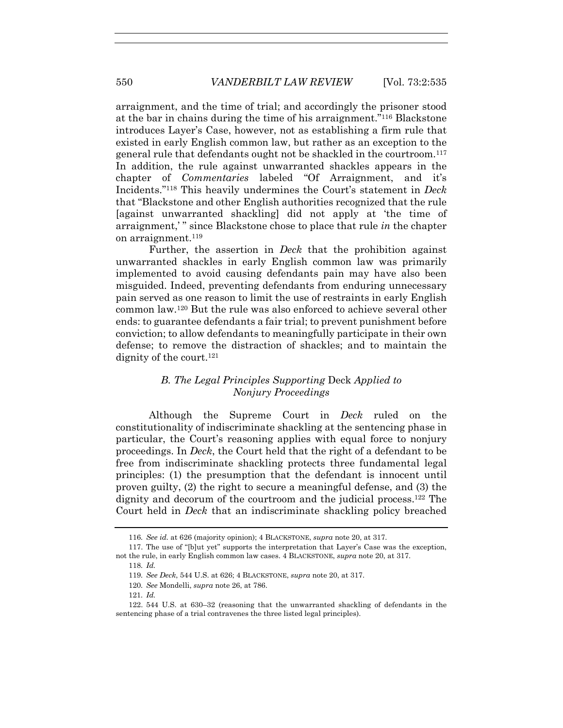arraignment, and the time of trial; and accordingly the prisoner stood at the bar in chains during the time of his arraignment."[116] Blackstone introduces Layer's Case, however, not as establishing a firm rule that existed in early English common law, but rather as an exception to the general rule that defendants ought not be shackled in the courtroom.[117] In addition, the rule against unwarranted shackles appears in the chapter of *Commentaries* labeled "Of Arraignment, and it's Incidents."[118] This heavily undermines the Court's statement in *Deck* that "Blackstone and other English authorities recognized that the rule [against unwarranted shackling] did not apply at 'the time of arraignment,' " since Blackstone chose to place that rule *in* the chapter on arraignment.[119]

Further, the assertion in *Deck* that the prohibition against unwarranted shackles in early English common law was primarily implemented to avoid causing defendants pain may have also been misguided. Indeed, preventing defendants from enduring unnecessary pain served as one reason to limit the use of restraints in early English common law.[120] But the rule was also enforced to achieve several other ends: to guarantee defendants a fair trial; to prevent punishment before conviction; to allow defendants to meaningfully participate in their own defense; to remove the distraction of shackles; and to maintain the dignity of the court.[121]

### *B. The Legal Principles Supporting* Deck *Applied to Nonjury Proceedings*

Although the Supreme Court in *Deck* ruled on the constitutionality of indiscriminate shackling at the sentencing phase in particular, the Court's reasoning applies with equal force to nonjury proceedings. In *Deck*, the Court held that the right of a defendant to be free from indiscriminate shackling protects three fundamental legal principles: (1) the presumption that the defendant is innocent until proven guilty, (2) the right to secure a meaningful defense, and (3) the dignity and decorum of the courtroom and the judicial process.[122] The Court held in *Deck* that an indiscriminate shackling policy breached

---

116. *See id.* at 626 (majority opinion); 4 BLACKSTONE, *supra* note 20, at 317.

117. The use of "[b]ut yet" supports the interpretation that Layer's Case was the exception, not the rule, in early English common law cases. 4 BLACKSTONE, *supra* note 20, at 317.

118. *Id.*

119. *See Deck*, 544 U.S. at 626; 4 BLACKSTONE, *supra* note 20, at 317.

120. *See* Mondelli, *supra* note 26, at 786.

121. *Id.*

122. 544 U.S. at 630–32 (reasoning that the unwarranted shackling of defendants in the sentencing phase of a trial contravenes the three listed legal principles).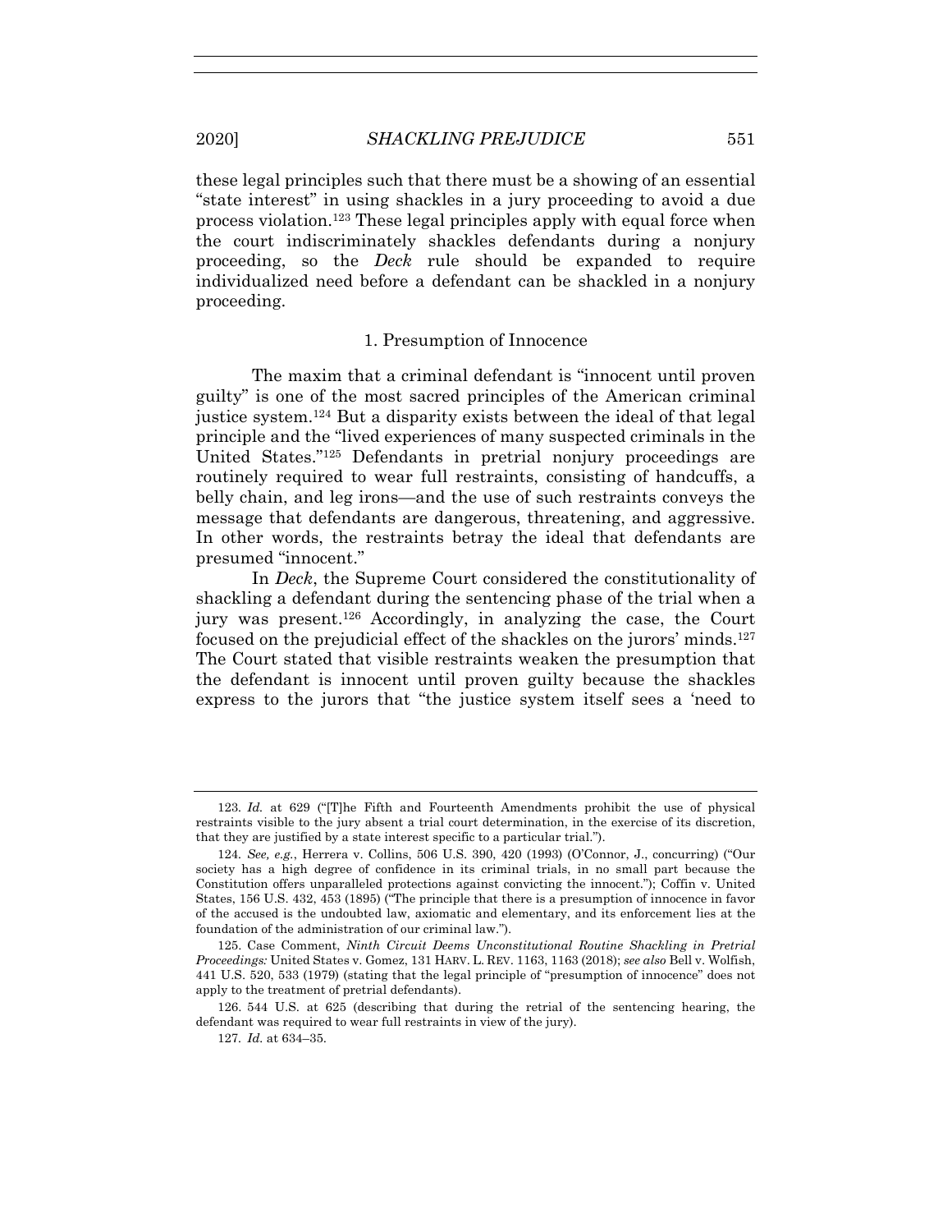these legal principles such that there must be a showing of an essential "state interest" in using shackles in a jury proceeding to avoid a due process violation.[123] These legal principles apply with equal force when the court indiscriminately shackles defendants during a nonjury proceeding, so the *Deck* rule should be expanded to require individualized need before a defendant can be shackled in a nonjury proceeding.

### 1. Presumption of Innocence

The maxim that a criminal defendant is "innocent until proven guilty" is one of the most sacred principles of the American criminal justice system.[124] But a disparity exists between the ideal of that legal principle and the "lived experiences of many suspected criminals in the United States."[125] Defendants in pretrial nonjury proceedings are routinely required to wear full restraints, consisting of handcuffs, a belly chain, and leg irons—and the use of such restraints conveys the message that defendants are dangerous, threatening, and aggressive. In other words, the restraints betray the ideal that defendants are presumed "innocent."

In *Deck*, the Supreme Court considered the constitutionality of shackling a defendant during the sentencing phase of the trial when a jury was present.[126] Accordingly, in analyzing the case, the Court focused on the prejudicial effect of the shackles on the jurors' minds.[127] The Court stated that visible restraints weaken the presumption that the defendant is innocent until proven guilty because the shackles express to the jurors that "the justice system itself sees a 'need to

---

123. *Id.* at 629 ("[T]he Fifth and Fourteenth Amendments prohibit the use of physical restraints visible to the jury absent a trial court determination, in the exercise of its discretion, that they are justified by a state interest specific to a particular trial.").

124. *See, e.g.*, Herrera v. Collins, 506 U.S. 390, 420 (1993) (O'Connor, J., concurring) ("Our society has a high degree of confidence in its criminal trials, in no small part because the Constitution offers unparalleled protections against convicting the innocent."); Coffin v. United States, 156 U.S. 432, 453 (1895) ("The principle that there is a presumption of innocence in favor of the accused is the undoubted law, axiomatic and elementary, and its enforcement lies at the foundation of the administration of our criminal law.").

125. Case Comment, *Ninth Circuit Deems Unconstitutional Routine Shackling in Pretrial Proceedings:* United States v. Gomez, 131 HARV. L. REV. 1163, 1163 (2018); *see also* Bell v. Wolfish, 441 U.S. 520, 533 (1979) (stating that the legal principle of "presumption of innocence" does not apply to the treatment of pretrial defendants).

126. 544 U.S. at 625 (describing that during the retrial of the sentencing hearing, the defendant was required to wear full restraints in view of the jury).

127. *Id.* at 634–35.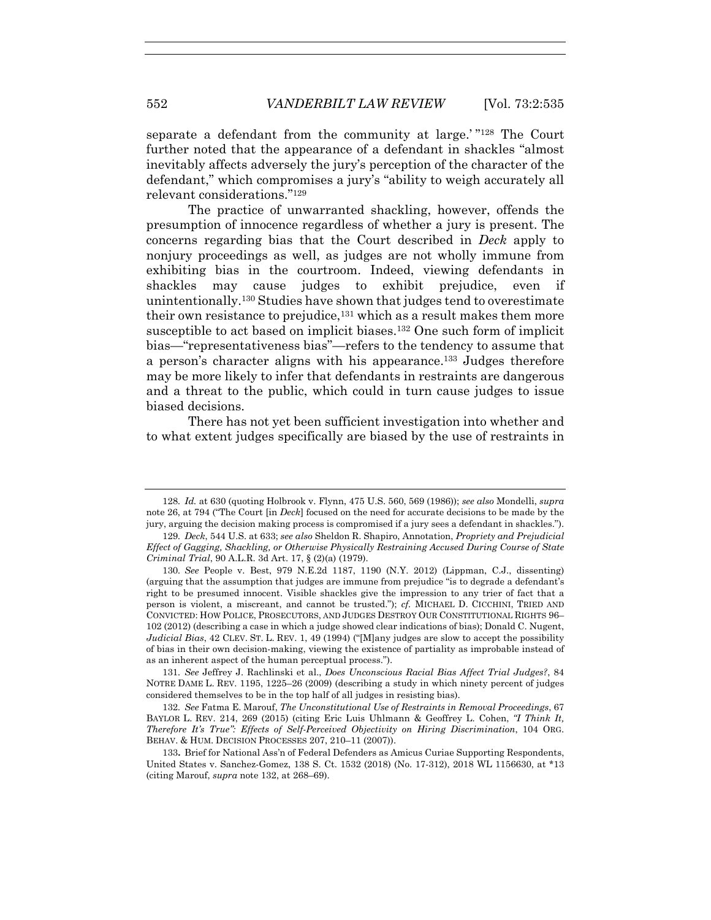separate a defendant from the community at large.' "[128] The Court further noted that the appearance of a defendant in shackles "almost inevitably affects adversely the jury's perception of the character of the defendant," which compromises a jury's "ability to weigh accurately all relevant considerations."[129]

The practice of unwarranted shackling, however, offends the presumption of innocence regardless of whether a jury is present. The concerns regarding bias that the Court described in *Deck* apply to nonjury proceedings as well, as judges are not wholly immune from exhibiting bias in the courtroom. Indeed, viewing defendants in shackles may cause judges to exhibit prejudice, even if unintentionally.[130] Studies have shown that judges tend to overestimate their own resistance to prejudice,[131] which as a result makes them more susceptible to act based on implicit biases.[132] One such form of implicit bias—"representativeness bias"—refers to the tendency to assume that a person's character aligns with his appearance.[133] Judges therefore may be more likely to infer that defendants in restraints are dangerous and a threat to the public, which could in turn cause judges to issue biased decisions.

There has not yet been sufficient investigation into whether and to what extent judges specifically are biased by the use of restraints in

---

128. *Id.* at 630 (quoting Holbrook v. Flynn, 475 U.S. 560, 569 (1986)); *see also* Mondelli, *supra* note 26, at 794 ("The Court [in *Deck*] focused on the need for accurate decisions to be made by the jury, arguing the decision making process is compromised if a jury sees a defendant in shackles.").

129. *Deck*, 544 U.S. at 633; *see also* Sheldon R. Shapiro, Annotation, *Propriety and Prejudicial Effect of Gagging, Shackling, or Otherwise Physically Restraining Accused During Course of State Criminal Trial*, 90 A.L.R. 3d Art. 17, § (2)(a) (1979).

130. *See* People v. Best, 979 N.E.2d 1187, 1190 (N.Y. 2012) (Lippman, C.J., dissenting) (arguing that the assumption that judges are immune from prejudice "is to degrade a defendant's right to be presumed innocent. Visible shackles give the impression to any trier of fact that a person is violent, a miscreant, and cannot be trusted."); *cf.* MICHAEL D. CICCHINI, TRIED AND CONVICTED: HOW POLICE, PROSECUTORS, AND JUDGES DESTROY OUR CONSTITUTIONAL RIGHTS 96–102 (2012) (describing a case in which a judge showed clear indications of bias); Donald C. Nugent, *Judicial Bias*, 42 CLEV. ST. L. REV. 1, 49 (1994) ("[M]any judges are slow to accept the possibility of bias in their own decision-making, viewing the existence of partiality as improbable instead of as an inherent aspect of the human perceptual process.").

131. *See* Jeffrey J. Rachlinski et al., *Does Unconscious Racial Bias Affect Trial Judges?*, 84 NOTRE DAME L. REV. 1195, 1225–26 (2009) (describing a study in which ninety percent of judges considered themselves to be in the top half of all judges in resisting bias).

132. *See* Fatma E. Marouf, *The Unconstitutional Use of Restraints in Removal Proceedings*, 67 BAYLOR L. REV. 214, 269 (2015) (citing Eric Luis Uhlmann & Geoffrey L. Cohen, *"I Think It, Therefore It's True": Effects of Self-Perceived Objectivity on Hiring Discrimination*, 104 ORG. BEHAV. & HUM. DECISION PROCESSES 207, 210–11 (2007)).

133. Brief for National Ass'n of Federal Defenders as Amicus Curiae Supporting Respondents, United States v. Sanchez-Gomez, 138 S. Ct. 1532 (2018) (No. 17-312), 2018 WL 1156630, at *13 (citing Marouf, *supra* note 132, at 268–69).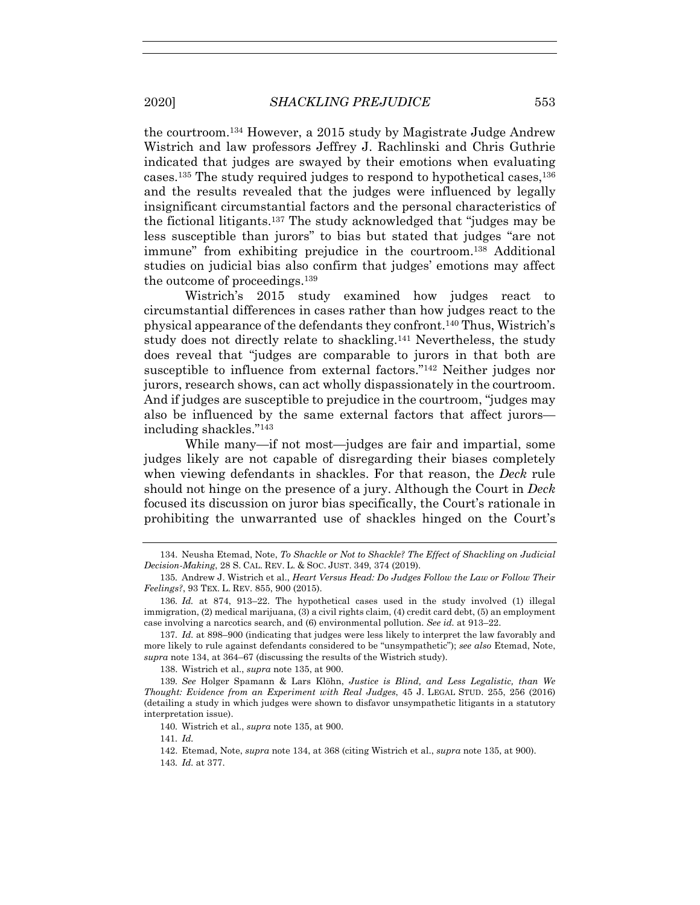the courtroom.[134] However, a 2015 study by Magistrate Judge Andrew Wistrich and law professors Jeffrey J. Rachlinski and Chris Guthrie indicated that judges are swayed by their emotions when evaluating cases.[135] The study required judges to respond to hypothetical cases,[136] and the results revealed that the judges were influenced by legally insignificant circumstantial factors and the personal characteristics of the fictional litigants.[137] The study acknowledged that "judges may be less susceptible than jurors" to bias but stated that judges "are not immune" from exhibiting prejudice in the courtroom.[138] Additional studies on judicial bias also confirm that judges' emotions may affect the outcome of proceedings.[139]

Wistrich's 2015 study examined how judges react to circumstantial differences in cases rather than how judges react to the physical appearance of the defendants they confront.[140] Thus, Wistrich's study does not directly relate to shackling.[141] Nevertheless, the study does reveal that "judges are comparable to jurors in that both are susceptible to influence from external factors."[142] Neither judges nor jurors, research shows, can act wholly dispassionately in the courtroom. And if judges are susceptible to prejudice in the courtroom, "judges may also be influenced by the same external factors that affect jurors—including shackles."[143]

While many—if not most—judges are fair and impartial, some judges likely are not capable of disregarding their biases completely when viewing defendants in shackles. For that reason, the *Deck* rule should not hinge on the presence of a jury. Although the Court in *Deck* focused its discussion on juror bias specifically, the Court's rationale in prohibiting the unwarranted use of shackles hinged on the Court's

---

134. Neusha Etemad, Note, *To Shackle or Not to Shackle? The Effect of Shackling on Judicial Decision-Making*, 28 S. CAL. REV. L. & SOC. JUST. 349, 374 (2019).

135. Andrew J. Wistrich et al., *Heart Versus Head: Do Judges Follow the Law or Follow Their Feelings?*, 93 TEX. L. REV. 855, 900 (2015).

136. *Id.* at 874, 913–22. The hypothetical cases used in the study involved (1) illegal immigration, (2) medical marijuana, (3) a civil rights claim, (4) credit card debt, (5) an employment case involving a narcotics search, and (6) environmental pollution. *See id.* at 913–22.

137. *Id.* at 898–900 (indicating that judges were less likely to interpret the law favorably and more likely to rule against defendants considered to be "unsympathetic"); *see also* Etemad, Note, *supra* note 134, at 364–67 (discussing the results of the Wistrich study).

138. Wistrich et al., *supra* note 135, at 900.

139. *See* Holger Spamann & Lars Klöhn, *Justice is Blind, and Less Legalistic, than We Thought: Evidence from an Experiment with Real Judges*, 45 J. LEGAL STUD. 255, 256 (2016) (detailing a study in which judges were shown to disfavor unsympathetic litigants in a statutory interpretation issue).

140. Wistrich et al., *supra* note 135, at 900.

141. *Id.*

142. Etemad, Note, *supra* note 134, at 368 (citing Wistrich et al., *supra* note 135, at 900).

143. *Id.* at 377.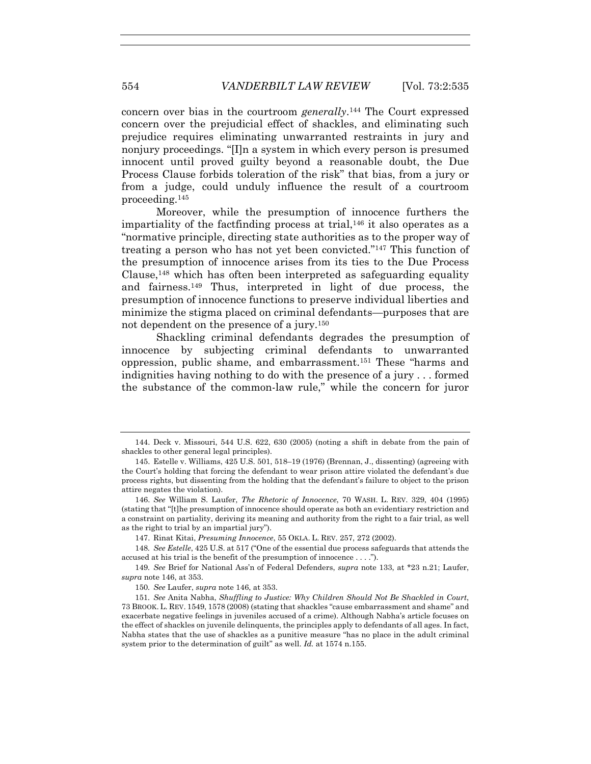concern over bias in the courtroom *generally*.[144] The Court expressed concern over the prejudicial effect of shackles, and eliminating such prejudice requires eliminating unwarranted restraints in jury and nonjury proceedings. "[I]n a system in which every person is presumed innocent until proved guilty beyond a reasonable doubt, the Due Process Clause forbids toleration of the risk" that bias, from a jury or from a judge, could unduly influence the result of a courtroom proceeding.[145]

Moreover, while the presumption of innocence furthers the impartiality of the factfinding process at trial,[146] it also operates as a "normative principle, directing state authorities as to the proper way of treating a person who has not yet been convicted."[147] This function of the presumption of innocence arises from its ties to the Due Process Clause,[148] which has often been interpreted as safeguarding equality and fairness.[149] Thus, interpreted in light of due process, the presumption of innocence functions to preserve individual liberties and minimize the stigma placed on criminal defendants—purposes that are not dependent on the presence of a jury.[150]

Shackling criminal defendants degrades the presumption of innocence by subjecting criminal defendants to unwarranted oppression, public shame, and embarrassment.[151] These "harms and indignities having nothing to do with the presence of a jury . . . formed the substance of the common-law rule," while the concern for juror

---

144. Deck v. Missouri, 544 U.S. 622, 630 (2005) (noting a shift in debate from the pain of shackles to other general legal principles).

145. Estelle v. Williams, 425 U.S. 501, 518–19 (1976) (Brennan, J., dissenting) (agreeing with the Court's holding that forcing the defendant to wear prison attire violated the defendant's due process rights, but dissenting from the holding that the defendant's failure to object to the prison attire negates the violation).

146. *See* William S. Laufer, *The Rhetoric of Innocence*, 70 WASH. L. REV. 329, 404 (1995) (stating that "[t]he presumption of innocence should operate as both an evidentiary restriction and a constraint on partiality, deriving its meaning and authority from the right to a fair trial, as well as the right to trial by an impartial jury").

147. Rinat Kitai, *Presuming Innocence*, 55 OKLA. L. REV. 257, 272 (2002).

148. *See Estelle*, 425 U.S. at 517 ("One of the essential due process safeguards that attends the accused at his trial is the benefit of the presumption of innocence . . . .").

149. *See* Brief for National Ass'n of Federal Defenders, *supra* note 133, at *23 n.21; Laufer, *supra* note 146, at 353.

150. *See* Laufer, *supra* note 146, at 353.

151. *See* Anita Nabha, *Shuffling to Justice: Why Children Should Not Be Shackled in Court*, 73 BROOK. L. REV. 1549, 1578 (2008) (stating that shackles "cause embarrassment and shame" and exacerbate negative feelings in juveniles accused of a crime). Although Nabha's article focuses on the effect of shackles on juvenile delinquents, the principles apply to defendants of all ages. In fact, Nabha states that the use of shackles as a punitive measure "has no place in the adult criminal system prior to the determination of guilt" as well. *Id.* at 1574 n.155.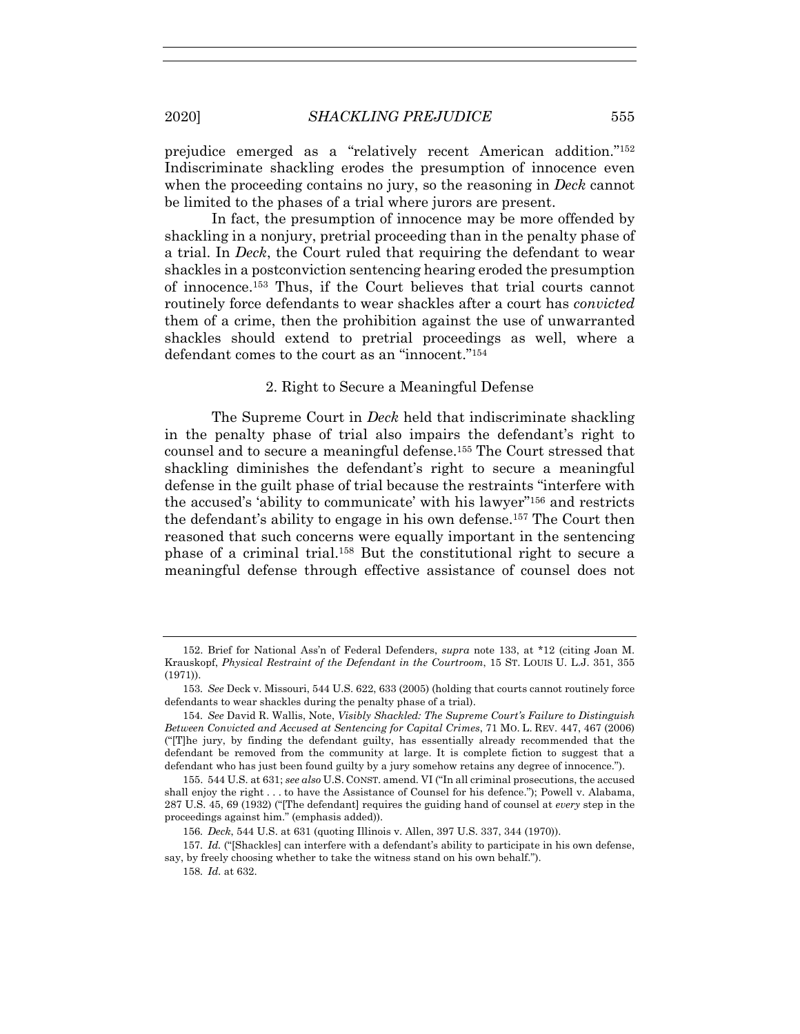prejudice emerged as a "relatively recent American addition."[152] Indiscriminate shackling erodes the presumption of innocence even when the proceeding contains no jury, so the reasoning in *Deck* cannot be limited to the phases of a trial where jurors are present.

In fact, the presumption of innocence may be more offended by shackling in a nonjury, pretrial proceeding than in the penalty phase of a trial. In *Deck*, the Court ruled that requiring the defendant to wear shackles in a postconviction sentencing hearing eroded the presumption of innocence.[153] Thus, if the Court believes that trial courts cannot routinely force defendants to wear shackles after a court has *convicted* them of a crime, then the prohibition against the use of unwarranted shackles should extend to pretrial proceedings as well, where a defendant comes to the court as an "innocent."[154]

### 2. Right to Secure a Meaningful Defense

The Supreme Court in *Deck* held that indiscriminate shackling in the penalty phase of trial also impairs the defendant's right to counsel and to secure a meaningful defense.[155] The Court stressed that shackling diminishes the defendant's right to secure a meaningful defense in the guilt phase of trial because the restraints "interfere with the accused's 'ability to communicate' with his lawyer"[156] and restricts the defendant's ability to engage in his own defense.[157] The Court then reasoned that such concerns were equally important in the sentencing phase of a criminal trial.[158] But the constitutional right to secure a meaningful defense through effective assistance of counsel does not

---

152. Brief for National Ass'n of Federal Defenders, *supra* note 133, at *12 (citing Joan M. Krauskopf, *Physical Restraint of the Defendant in the Courtroom*, 15 ST. LOUIS U. L.J. 351, 355 (1971)).

153. *See* Deck v. Missouri, 544 U.S. 622, 633 (2005) (holding that courts cannot routinely force defendants to wear shackles during the penalty phase of a trial).

154. *See* David R. Wallis, Note, *Visibly Shackled: The Supreme Court's Failure to Distinguish Between Convicted and Accused at Sentencing for Capital Crimes*, 71 MO. L. REV. 447, 467 (2006) ("[T]he jury, by finding the defendant guilty, has essentially already recommended that the defendant be removed from the community at large. It is complete fiction to suggest that a defendant who has just been found guilty by a jury somehow retains any degree of innocence.").

155. 544 U.S. at 631; *see also* U.S. CONST. amend. VI ("In all criminal prosecutions, the accused shall enjoy the right . . . to have the Assistance of Counsel for his defence."); Powell v. Alabama, 287 U.S. 45, 69 (1932) ("[The defendant] requires the guiding hand of counsel at *every* step in the proceedings against him." (emphasis added)).

156. *Deck*, 544 U.S. at 631 (quoting Illinois v. Allen, 397 U.S. 337, 344 (1970)).

157. *Id.* ("[Shackles] can interfere with a defendant's ability to participate in his own defense, say, by freely choosing whether to take the witness stand on his own behalf.").

158. *Id.* at 632.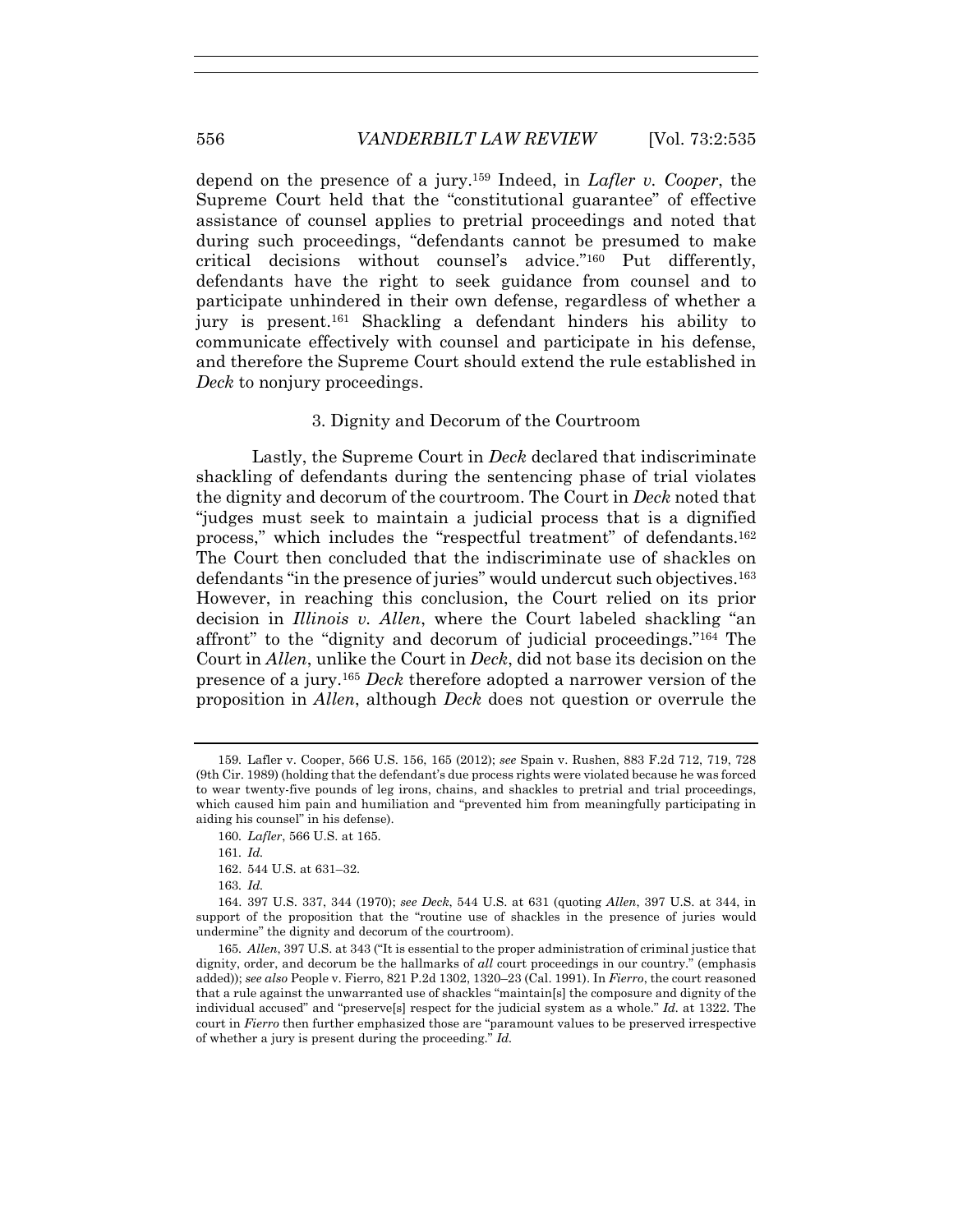depend on the presence of a jury.[159] Indeed, in *Lafler v. Cooper*, the Supreme Court held that the "constitutional guarantee" of effective assistance of counsel applies to pretrial proceedings and noted that during such proceedings, "defendants cannot be presumed to make critical decisions without counsel's advice."[160] Put differently, defendants have the right to seek guidance from counsel and to participate unhindered in their own defense, regardless of whether a jury is present.[161] Shackling a defendant hinders his ability to communicate effectively with counsel and participate in his defense, and therefore the Supreme Court should extend the rule established in *Deck* to nonjury proceedings.

### 3. Dignity and Decorum of the Courtroom

Lastly, the Supreme Court in *Deck* declared that indiscriminate shackling of defendants during the sentencing phase of trial violates the dignity and decorum of the courtroom. The Court in *Deck* noted that "judges must seek to maintain a judicial process that is a dignified process," which includes the "respectful treatment" of defendants.[162] The Court then concluded that the indiscriminate use of shackles on defendants "in the presence of juries" would undercut such objectives.[163] However, in reaching this conclusion, the Court relied on its prior decision in *Illinois v. Allen*, where the Court labeled shackling "an affront" to the "dignity and decorum of judicial proceedings."[164] The Court in *Allen*, unlike the Court in *Deck*, did not base its decision on the presence of a jury.[165] *Deck* therefore adopted a narrower version of the proposition in *Allen*, although *Deck* does not question or overrule the

---

159. Lafler v. Cooper, 566 U.S. 156, 165 (2012); *see* Spain v. Rushen, 883 F.2d 712, 719, 728 (9th Cir. 1989) (holding that the defendant's due process rights were violated because he was forced to wear twenty-five pounds of leg irons, chains, and shackles to pretrial and trial proceedings, which caused him pain and humiliation and "prevented him from meaningfully participating in aiding his counsel" in his defense).

160. *Lafler*, 566 U.S. at 165.

161. *Id.*

162. 544 U.S. at 631–32.

163. *Id.*

164. 397 U.S. 337, 344 (1970); *see Deck*, 544 U.S. at 631 (quoting *Allen*, 397 U.S. at 344, in support of the proposition that the "routine use of shackles in the presence of juries would undermine" the dignity and decorum of the courtroom).

165. *Allen*, 397 U.S. at 343 ("It is essential to the proper administration of criminal justice that dignity, order, and decorum be the hallmarks of *all* court proceedings in our country." (emphasis added)); *see also* People v. Fierro, 821 P.2d 1302, 1320–23 (Cal. 1991). In *Fierro*, the court reasoned that a rule against the unwarranted use of shackles "maintain[s] the composure and dignity of the individual accused" and "preserve[s] respect for the judicial system as a whole." *Id.* at 1322. The court in *Fierro* then further emphasized those are "paramount values to be preserved irrespective of whether a jury is present during the proceeding." *Id.*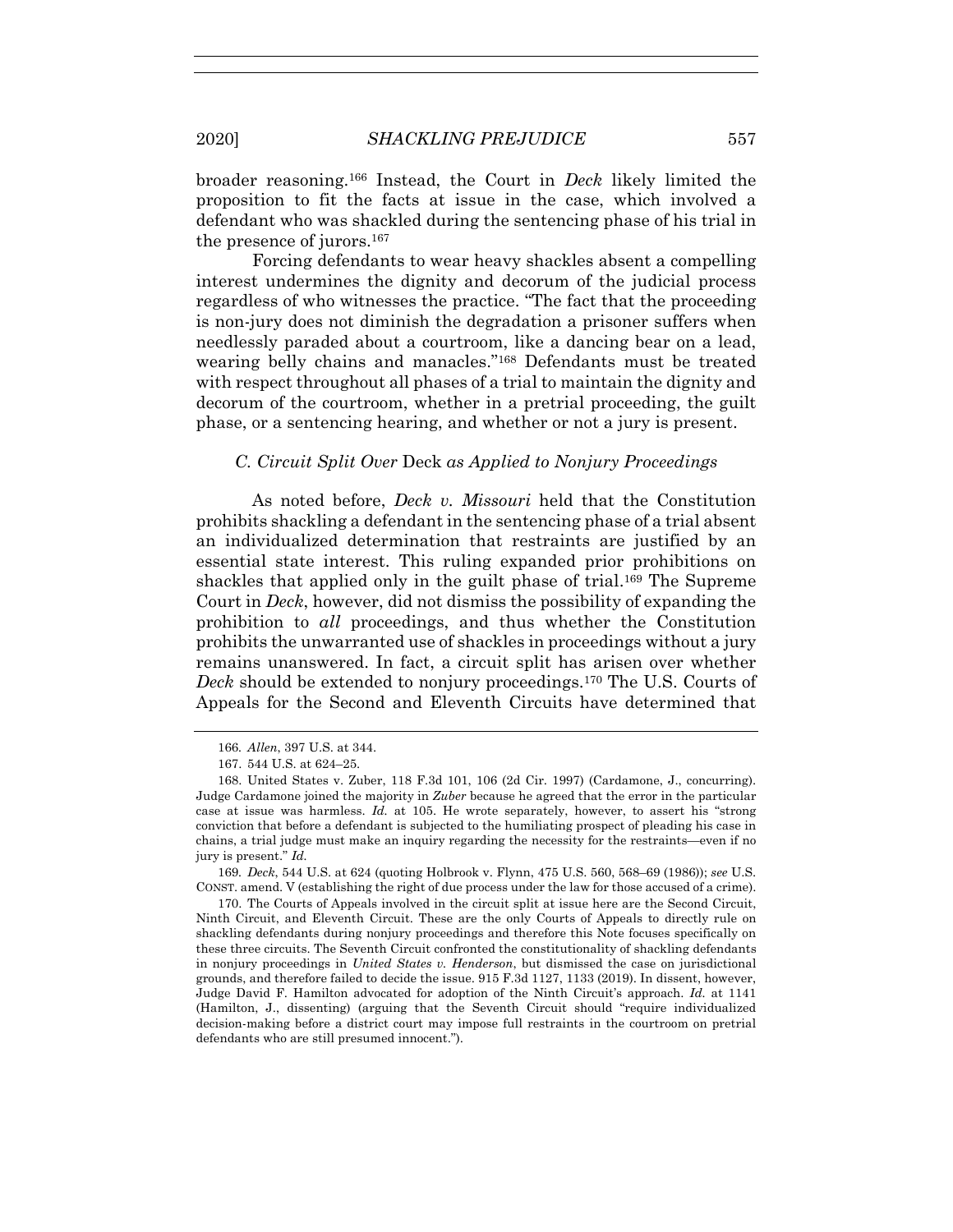broader reasoning.[166] Instead, the Court in *Deck* likely limited the proposition to fit the facts at issue in the case, which involved a defendant who was shackled during the sentencing phase of his trial in the presence of jurors.[167]

Forcing defendants to wear heavy shackles absent a compelling interest undermines the dignity and decorum of the judicial process regardless of who witnesses the practice. "The fact that the proceeding is non-jury does not diminish the degradation a prisoner suffers when needlessly paraded about a courtroom, like a dancing bear on a lead, wearing belly chains and manacles."[168] Defendants must be treated with respect throughout all phases of a trial to maintain the dignity and decorum of the courtroom, whether in a pretrial proceeding, the guilt phase, or a sentencing hearing, and whether or not a jury is present.

### *C. Circuit Split Over* Deck *as Applied to Nonjury Proceedings*

As noted before, *Deck v. Missouri* held that the Constitution prohibits shackling a defendant in the sentencing phase of a trial absent an individualized determination that restraints are justified by an essential state interest. This ruling expanded prior prohibitions on shackles that applied only in the guilt phase of trial.[169] The Supreme Court in *Deck*, however, did not dismiss the possibility of expanding the prohibition to *all* proceedings, and thus whether the Constitution prohibits the unwarranted use of shackles in proceedings without a jury remains unanswered. In fact, a circuit split has arisen over whether *Deck* should be extended to nonjury proceedings.[170] The U.S. Courts of Appeals for the Second and Eleventh Circuits have determined that

166. *Allen*, 397 U.S. at 344.

167. 544 U.S. at 624–25.

168. United States v. Zuber, 118 F.3d 101, 106 (2d Cir. 1997) (Cardamone, J., concurring). Judge Cardamone joined the majority in *Zuber* because he agreed that the error in the particular case at issue was harmless. *Id.* at 105. He wrote separately, however, to assert his "strong conviction that before a defendant is subjected to the humiliating prospect of pleading his case in chains, a trial judge must make an inquiry regarding the necessity for the restraints—even if no jury is present." *Id.*

169. *Deck*, 544 U.S. at 624 (quoting Holbrook v. Flynn, 475 U.S. 560, 568–69 (1986)); *see* U.S. CONST. amend. V (establishing the right of due process under the law for those accused of a crime).

170. The Courts of Appeals involved in the circuit split at issue here are the Second Circuit, Ninth Circuit, and Eleventh Circuit. These are the only Courts of Appeals to directly rule on shackling defendants during nonjury proceedings and therefore this Note focuses specifically on these three circuits. The Seventh Circuit confronted the constitutionality of shackling defendants in nonjury proceedings in *United States v. Henderson*, but dismissed the case on jurisdictional grounds, and therefore failed to decide the issue. 915 F.3d 1127, 1133 (2019). In dissent, however, Judge David F. Hamilton advocated for adoption of the Ninth Circuit's approach. *Id.* at 1141 (Hamilton, J., dissenting) (arguing that the Seventh Circuit should "require individualized decision-making before a district court may impose full restraints in the courtroom on pretrial defendants who are still presumed innocent.").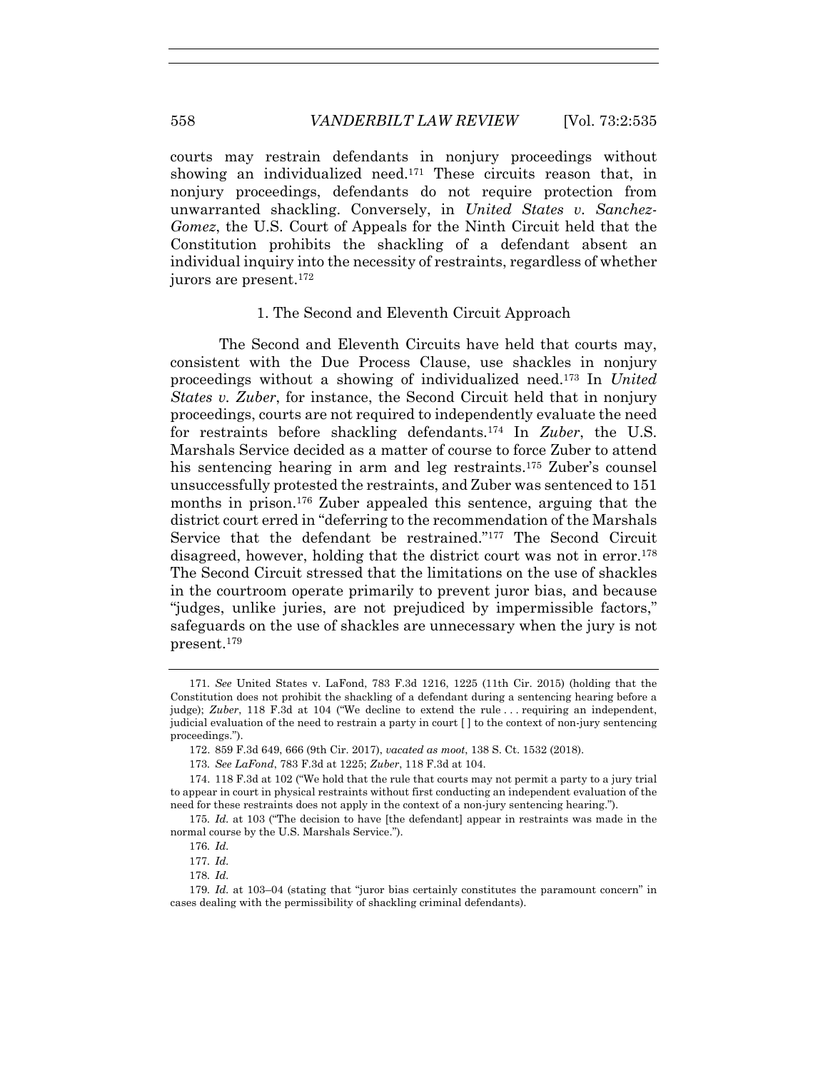courts may restrain defendants in nonjury proceedings without showing an individualized need.[171] These circuits reason that, in nonjury proceedings, defendants do not require protection from unwarranted shackling. Conversely, in *United States v. Sanchez-Gomez*, the U.S. Court of Appeals for the Ninth Circuit held that the Constitution prohibits the shackling of a defendant absent an individual inquiry into the necessity of restraints, regardless of whether jurors are present.[172]

### 1. The Second and Eleventh Circuit Approach

The Second and Eleventh Circuits have held that courts may, consistent with the Due Process Clause, use shackles in nonjury proceedings without a showing of individualized need.[173] In *United States v. Zuber*, for instance, the Second Circuit held that in nonjury proceedings, courts are not required to independently evaluate the need for restraints before shackling defendants.[174] In *Zuber*, the U.S. Marshals Service decided as a matter of course to force Zuber to attend his sentencing hearing in arm and leg restraints.[175] Zuber's counsel unsuccessfully protested the restraints, and Zuber was sentenced to 151 months in prison.[176] Zuber appealed this sentence, arguing that the district court erred in "deferring to the recommendation of the Marshals Service that the defendant be restrained."[177] The Second Circuit disagreed, however, holding that the district court was not in error.[178] The Second Circuit stressed that the limitations on the use of shackles in the courtroom operate primarily to prevent juror bias, and because "judges, unlike juries, are not prejudiced by impermissible factors," safeguards on the use of shackles are unnecessary when the jury is not present.[179]

---

171. *See* United States v. LaFond, 783 F.3d 1216, 1225 (11th Cir. 2015) (holding that the Constitution does not prohibit the shackling of a defendant during a sentencing hearing before a judge); *Zuber*, 118 F.3d at 104 ("We decline to extend the rule . . . requiring an independent, judicial evaluation of the need to restrain a party in court [ ] to the context of non-jury sentencing proceedings.").

172. 859 F.3d 649, 666 (9th Cir. 2017), *vacated as moot*, 138 S. Ct. 1532 (2018).

173. *See LaFond*, 783 F.3d at 1225; *Zuber*, 118 F.3d at 104.

174. 118 F.3d at 102 ("We hold that the rule that courts may not permit a party to a jury trial to appear in court in physical restraints without first conducting an independent evaluation of the need for these restraints does not apply in the context of a non-jury sentencing hearing.").

175. *Id.* at 103 ("The decision to have [the defendant] appear in restraints was made in the normal course by the U.S. Marshals Service.").

176. *Id.*

177. *Id.*

178. *Id.*

179. *Id.* at 103–04 (stating that "juror bias certainly constitutes the paramount concern" in cases dealing with the permissibility of shackling criminal defendants).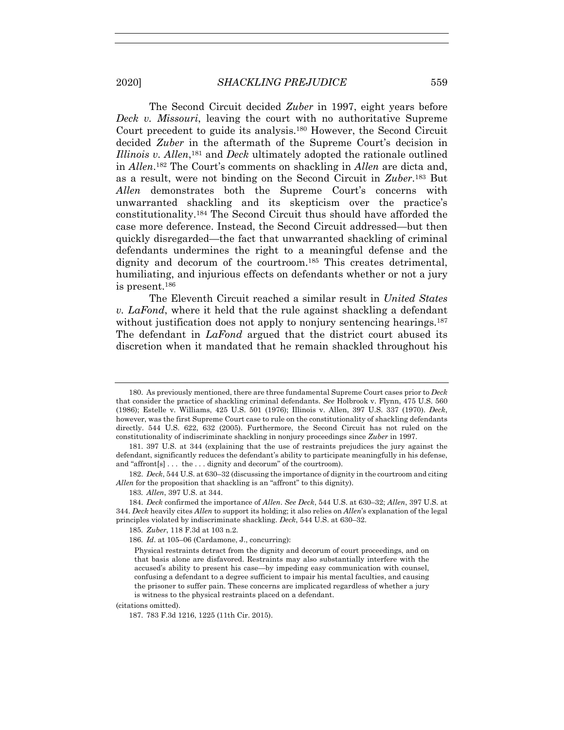The Second Circuit decided *Zuber* in 1997, eight years before *Deck v. Missouri*, leaving the court with no authoritative Supreme Court precedent to guide its analysis.[180] However, the Second Circuit decided *Zuber* in the aftermath of the Supreme Court's decision in *Illinois v. Allen*,[181] and *Deck* ultimately adopted the rationale outlined in *Allen*.[182] The Court's comments on shackling in *Allen* are dicta and, as a result, were not binding on the Second Circuit in *Zuber*.[183] But *Allen* demonstrates both the Supreme Court's concerns with unwarranted shackling and its skepticism over the practice's constitutionality.[184] The Second Circuit thus should have afforded the case more deference. Instead, the Second Circuit addressed—but then quickly disregarded—the fact that unwarranted shackling of criminal defendants undermines the right to a meaningful defense and the dignity and decorum of the courtroom.[185] This creates detrimental, humiliating, and injurious effects on defendants whether or not a jury is present.[186]

The Eleventh Circuit reached a similar result in *United States v. LaFond*, where it held that the rule against shackling a defendant without justification does not apply to nonjury sentencing hearings.[187] The defendant in *LaFond* argued that the district court abused its discretion when it mandated that he remain shackled throughout his

---

180. As previously mentioned, there are three fundamental Supreme Court cases prior to *Deck* that consider the practice of shackling criminal defendants. *See* Holbrook v. Flynn, 475 U.S. 560 (1986); Estelle v. Williams, 425 U.S. 501 (1976); Illinois v. Allen, 397 U.S. 337 (1970). *Deck*, however, was the first Supreme Court case to rule on the constitutionality of shackling defendants directly. 544 U.S. 622, 632 (2005). Furthermore, the Second Circuit has not ruled on the constitutionality of indiscriminate shackling in nonjury proceedings since *Zuber* in 1997.

181. 397 U.S. at 344 (explaining that the use of restraints prejudices the jury against the defendant, significantly reduces the defendant's ability to participate meaningfully in his defense, and "affront[s] . . . the . . . dignity and decorum" of the courtroom).

182. *Deck*, 544 U.S. at 630–32 (discussing the importance of dignity in the courtroom and citing *Allen* for the proposition that shackling is an "affront" to this dignity).

183. *Allen*, 397 U.S. at 344.

184. *Deck* confirmed the importance of *Allen*. *See Deck*, 544 U.S. at 630–32; *Allen*, 397 U.S. at 344. *Deck* heavily cites *Allen* to support its holding; it also relies on *Allen*'s explanation of the legal principles violated by indiscriminate shackling. *Deck*, 544 U.S. at 630–32.

185. *Zuber*, 118 F.3d at 103 n.2.

186. *Id*. at 105–06 (Cardamone, J., concurring):

> Physical restraints detract from the dignity and decorum of court proceedings, and on that basis alone are disfavored. Restraints may also substantially interfere with the accused's ability to present his case—by impeding easy communication with counsel, confusing a defendant to a degree sufficient to impair his mental faculties, and causing the prisoner to suffer pain. These concerns are implicated regardless of whether a jury is witness to the physical restraints placed on a defendant.

(citations omitted).

187. 783 F.3d 1216, 1225 (11th Cir. 2015).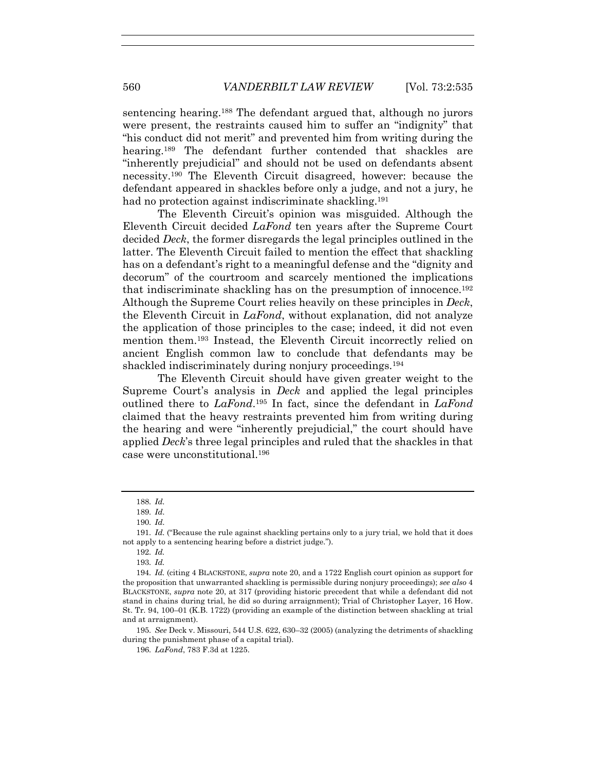sentencing hearing.[188] The defendant argued that, although no jurors were present, the restraints caused him to suffer an "indignity" that "his conduct did not merit" and prevented him from writing during the hearing.[189] The defendant further contended that shackles are "inherently prejudicial" and should not be used on defendants absent necessity.[190] The Eleventh Circuit disagreed, however: because the defendant appeared in shackles before only a judge, and not a jury, he had no protection against indiscriminate shackling.[191]

The Eleventh Circuit's opinion was misguided. Although the Eleventh Circuit decided *LaFond* ten years after the Supreme Court decided *Deck*, the former disregards the legal principles outlined in the latter. The Eleventh Circuit failed to mention the effect that shackling has on a defendant's right to a meaningful defense and the "dignity and decorum" of the courtroom and scarcely mentioned the implications that indiscriminate shackling has on the presumption of innocence.[192] Although the Supreme Court relies heavily on these principles in *Deck*, the Eleventh Circuit in *LaFond*, without explanation, did not analyze the application of those principles to the case; indeed, it did not even mention them.[193] Instead, the Eleventh Circuit incorrectly relied on ancient English common law to conclude that defendants may be shackled indiscriminately during nonjury proceedings.[194]

The Eleventh Circuit should have given greater weight to the Supreme Court's analysis in *Deck* and applied the legal principles outlined there to *LaFond*.[195] In fact, since the defendant in *LaFond* claimed that the heavy restraints prevented him from writing during the hearing and were "inherently prejudicial," the court should have applied *Deck*'s three legal principles and ruled that the shackles in that case were unconstitutional.[196]

---

188. *Id.*

189. *Id.*

190. *Id.*

191. *Id.* ("Because the rule against shackling pertains only to a jury trial, we hold that it does not apply to a sentencing hearing before a district judge.").

192. *Id.*

193. *Id.*

194. *Id.* (citing 4 BLACKSTONE, *supra* note 20, and a 1722 English court opinion as support for the proposition that unwarranted shackling is permissible during nonjury proceedings); *see also* 4 BLACKSTONE, *supra* note 20, at 317 (providing historic precedent that while a defendant did not stand in chains during trial, he did so during arraignment); Trial of Christopher Layer, 16 How. St. Tr. 94, 100–01 (K.B. 1722) (providing an example of the distinction between shackling at trial and at arraignment).

195. *See* Deck v. Missouri, 544 U.S. 622, 630–32 (2005) (analyzing the detriments of shackling during the punishment phase of a capital trial).

196. *LaFond*, 783 F.3d at 1225.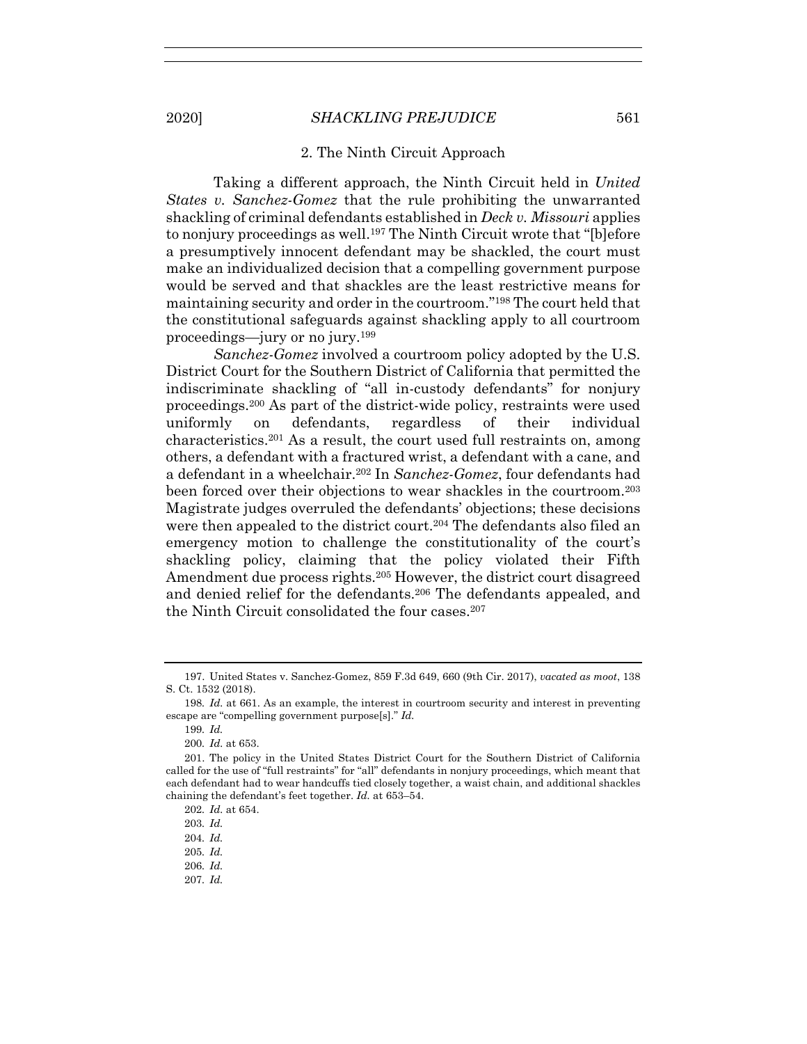### 2. The Ninth Circuit Approach

Taking a different approach, the Ninth Circuit held in *United States v. Sanchez-Gomez* that the rule prohibiting the unwarranted shackling of criminal defendants established in *Deck v. Missouri* applies to nonjury proceedings as well.[197] The Ninth Circuit wrote that "[b]efore a presumptively innocent defendant may be shackled, the court must make an individualized decision that a compelling government purpose would be served and that shackles are the least restrictive means for maintaining security and order in the courtroom."[198] The court held that the constitutional safeguards against shackling apply to all courtroom proceedings—jury or no jury.[199]

*Sanchez-Gomez* involved a courtroom policy adopted by the U.S. District Court for the Southern District of California that permitted the indiscriminate shackling of "all in-custody defendants" for nonjury proceedings.[200] As part of the district-wide policy, restraints were used uniformly on defendants, regardless of their individual characteristics.[201] As a result, the court used full restraints on, among others, a defendant with a fractured wrist, a defendant with a cane, and a defendant in a wheelchair.[202] In *Sanchez-Gomez*, four defendants had been forced over their objections to wear shackles in the courtroom.[203] Magistrate judges overruled the defendants' objections; these decisions were then appealed to the district court.[204] The defendants also filed an emergency motion to challenge the constitutionality of the court's shackling policy, claiming that the policy violated their Fifth Amendment due process rights.[205] However, the district court disagreed and denied relief for the defendants.[206] The defendants appealed, and the Ninth Circuit consolidated the four cases.[207]

---

197. United States v. Sanchez-Gomez, 859 F.3d 649, 660 (9th Cir. 2017), *vacated as moot*, 138 S. Ct. 1532 (2018).

198. *Id.* at 661. As an example, the interest in courtroom security and interest in preventing escape are "compelling government purpose[s]." *Id.*

199. *Id.*

200. *Id.* at 653.

201. The policy in the United States District Court for the Southern District of California called for the use of "full restraints" for "all" defendants in nonjury proceedings, which meant that each defendant had to wear handcuffs tied closely together, a waist chain, and additional shackles chaining the defendant's feet together. *Id.* at 653–54.

202. *Id.* at 654.

203. *Id.*

204. *Id.*

205. *Id.*

206. *Id.*

207. *Id.*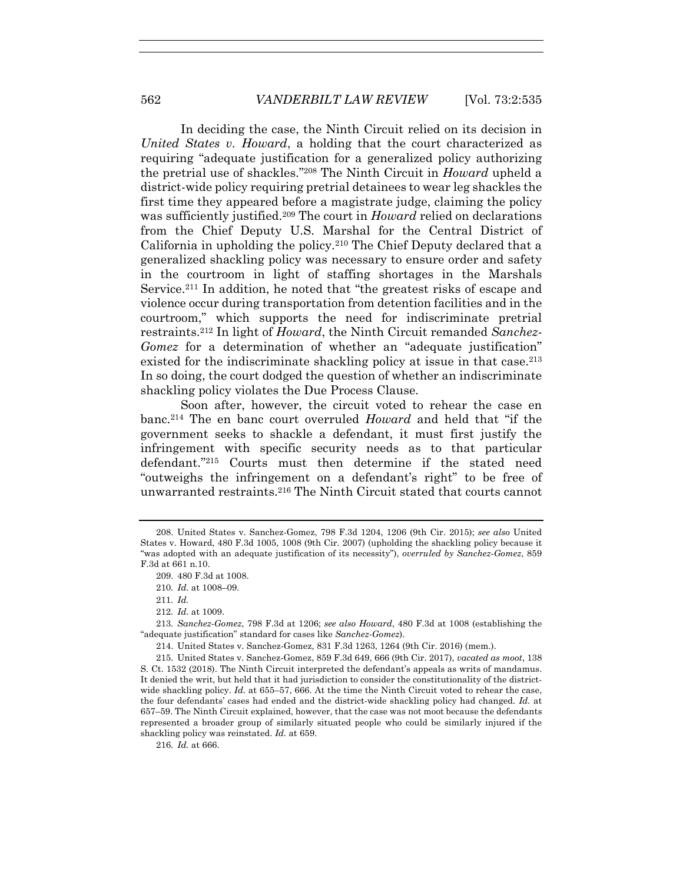In deciding the case, the Ninth Circuit relied on its decision in *United States v. Howard*, a holding that the court characterized as requiring "adequate justification for a generalized policy authorizing the pretrial use of shackles."[208] The Ninth Circuit in *Howard* upheld a district-wide policy requiring pretrial detainees to wear leg shackles the first time they appeared before a magistrate judge, claiming the policy was sufficiently justified.[209] The court in *Howard* relied on declarations from the Chief Deputy U.S. Marshal for the Central District of California in upholding the policy.[210] The Chief Deputy declared that a generalized shackling policy was necessary to ensure order and safety in the courtroom in light of staffing shortages in the Marshals Service.[211] In addition, he noted that "the greatest risks of escape and violence occur during transportation from detention facilities and in the courtroom," which supports the need for indiscriminate pretrial restraints.[212] In light of *Howard*, the Ninth Circuit remanded *Sanchez-Gomez* for a determination of whether an "adequate justification" existed for the indiscriminate shackling policy at issue in that case.[213] In so doing, the court dodged the question of whether an indiscriminate shackling policy violates the Due Process Clause.

Soon after, however, the circuit voted to rehear the case en banc.[214] The en banc court overruled *Howard* and held that "if the government seeks to shackle a defendant, it must first justify the infringement with specific security needs as to that particular defendant."[215] Courts must then determine if the stated need "outweighs the infringement on a defendant's right" to be free of unwarranted restraints.[216] The Ninth Circuit stated that courts cannot

---

208. United States v. Sanchez-Gomez, 798 F.3d 1204, 1206 (9th Cir. 2015); *see also* United States v. Howard, 480 F.3d 1005, 1008 (9th Cir. 2007) (upholding the shackling policy because it "was adopted with an adequate justification of its necessity"), *overruled by Sanchez-Gomez*, 859 F.3d at 661 n.10.

209. 480 F.3d at 1008.

210. *Id.* at 1008–09.

211. *Id.*

212. *Id.* at 1009.

213. *Sanchez-Gomez*, 798 F.3d at 1206; *see also Howard*, 480 F.3d at 1008 (establishing the "adequate justification" standard for cases like *Sanchez-Gomez*).

214. United States v. Sanchez-Gomez, 831 F.3d 1263, 1264 (9th Cir. 2016) (mem.).

215. United States v. Sanchez-Gomez, 859 F.3d 649, 666 (9th Cir. 2017), *vacated as moot*, 138 S. Ct. 1532 (2018). The Ninth Circuit interpreted the defendant's appeals as writs of mandamus. It denied the writ, but held that it had jurisdiction to consider the constitutionality of the district-wide shackling policy. *Id.* at 655–57, 666. At the time the Ninth Circuit voted to rehear the case, the four defendants' cases had ended and the district-wide shackling policy had changed. *Id.* at 657–59. The Ninth Circuit explained, however, that the case was not moot because the defendants represented a broader group of similarly situated people who could be similarly injured if the shackling policy was reinstated. *Id.* at 659.

216. *Id.* at 666.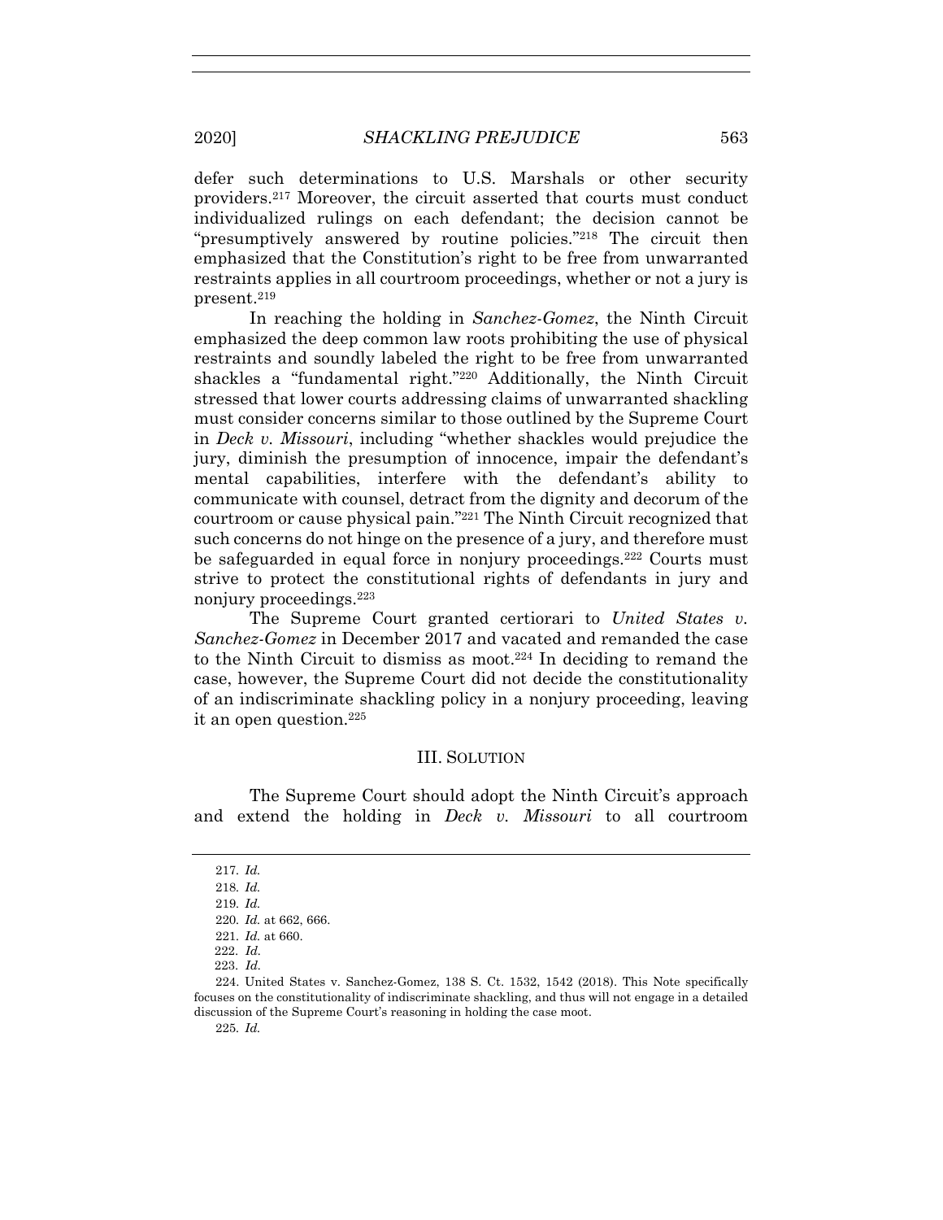defer such determinations to U.S. Marshals or other security providers.[217] Moreover, the circuit asserted that courts must conduct individualized rulings on each defendant; the decision cannot be "presumptively answered by routine policies."[218] The circuit then emphasized that the Constitution's right to be free from unwarranted restraints applies in all courtroom proceedings, whether or not a jury is present.[219]

In reaching the holding in *Sanchez-Gomez*, the Ninth Circuit emphasized the deep common law roots prohibiting the use of physical restraints and soundly labeled the right to be free from unwarranted shackles a "fundamental right."[220] Additionally, the Ninth Circuit stressed that lower courts addressing claims of unwarranted shackling must consider concerns similar to those outlined by the Supreme Court in *Deck v. Missouri*, including "whether shackles would prejudice the jury, diminish the presumption of innocence, impair the defendant's mental capabilities, interfere with the defendant's ability to communicate with counsel, detract from the dignity and decorum of the courtroom or cause physical pain."[221] The Ninth Circuit recognized that such concerns do not hinge on the presence of a jury, and therefore must be safeguarded in equal force in nonjury proceedings.[222] Courts must strive to protect the constitutional rights of defendants in jury and nonjury proceedings.[223]

The Supreme Court granted certiorari to *United States v. Sanchez-Gomez* in December 2017 and vacated and remanded the case to the Ninth Circuit to dismiss as moot.[224] In deciding to remand the case, however, the Supreme Court did not decide the constitutionality of an indiscriminate shackling policy in a nonjury proceeding, leaving it an open question.[225]

## III. Solution

The Supreme Court should adopt the Ninth Circuit's approach and extend the holding in *Deck v. Missouri* to all courtroom

217. *Id.*

218. *Id.*

219. *Id.*

220. *Id.* at 662, 666.

221. *Id.* at 660.

222. *Id.*

223. *Id.*

224. United States v. Sanchez-Gomez, 138 S. Ct. 1532, 1542 (2018). This Note specifically focuses on the constitutionality of indiscriminate shackling, and thus will not engage in a detailed discussion of the Supreme Court's reasoning in holding the case moot.

225. *Id.*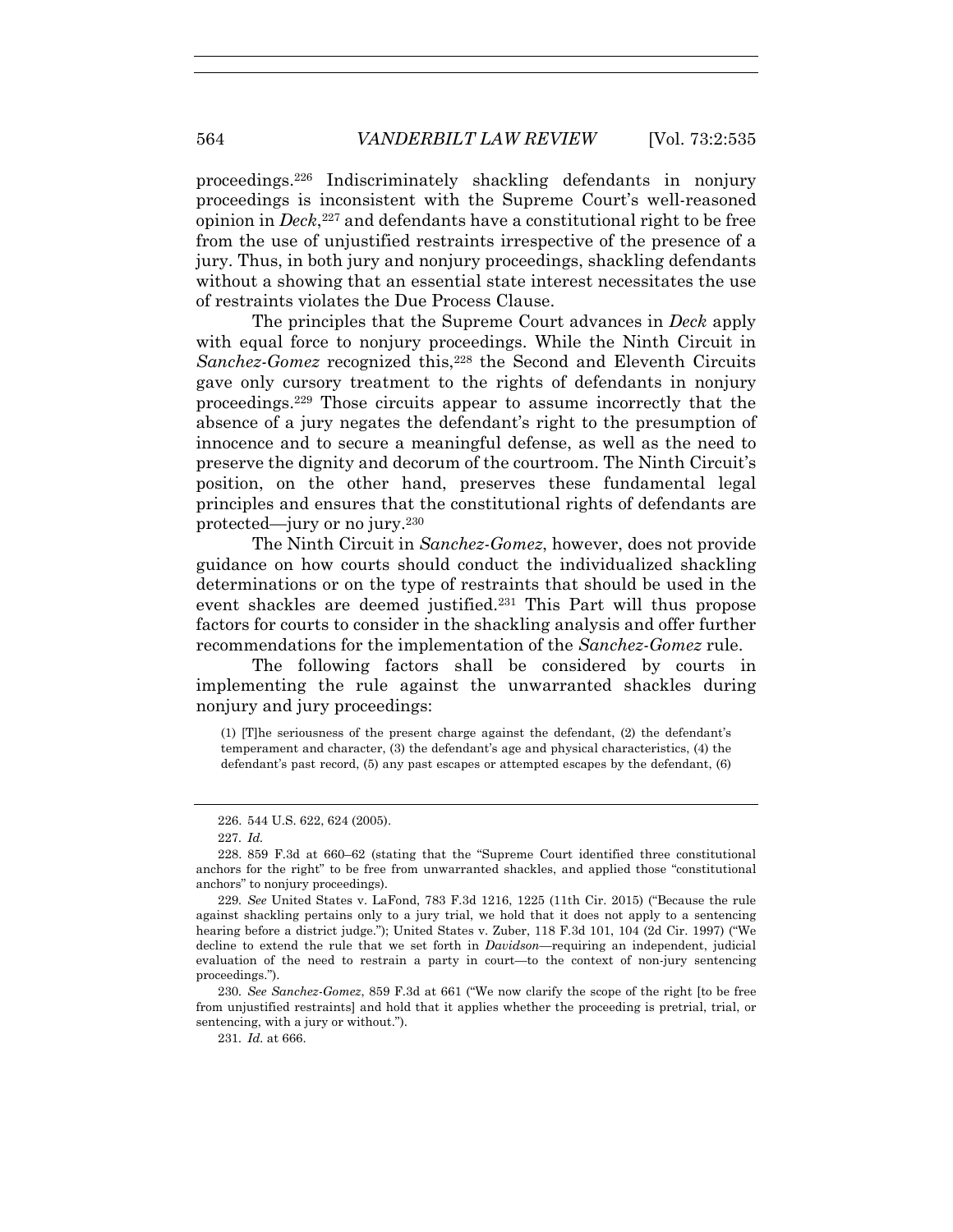proceedings.[226] Indiscriminately shackling defendants in nonjury proceedings is inconsistent with the Supreme Court's well-reasoned opinion in *Deck*,[227] and defendants have a constitutional right to be free from the use of unjustified restraints irrespective of the presence of a jury. Thus, in both jury and nonjury proceedings, shackling defendants without a showing that an essential state interest necessitates the use of restraints violates the Due Process Clause.

The principles that the Supreme Court advances in *Deck* apply with equal force to nonjury proceedings. While the Ninth Circuit in *Sanchez-Gomez* recognized this,[228] the Second and Eleventh Circuits gave only cursory treatment to the rights of defendants in nonjury proceedings.[229] Those circuits appear to assume incorrectly that the absence of a jury negates the defendant's right to the presumption of innocence and to secure a meaningful defense, as well as the need to preserve the dignity and decorum of the courtroom. The Ninth Circuit's position, on the other hand, preserves these fundamental legal principles and ensures that the constitutional rights of defendants are protected—jury or no jury.[230]

The Ninth Circuit in *Sanchez-Gomez*, however, does not provide guidance on how courts should conduct the individualized shackling determinations or on the type of restraints that should be used in the event shackles are deemed justified.[231] This Part will thus propose factors for courts to consider in the shackling analysis and offer further recommendations for the implementation of the *Sanchez-Gomez* rule.

The following factors shall be considered by courts in implementing the rule against the unwarranted shackles during nonjury and jury proceedings:

> (1) [T]he seriousness of the present charge against the defendant, (2) the defendant's temperament and character, (3) the defendant's age and physical characteristics, (4) the defendant's past record, (5) any past escapes or attempted escapes by the defendant, (6)

226. 544 U.S. 622, 624 (2005).

227. *Id.*

228. 859 F.3d at 660–62 (stating that the "Supreme Court identified three constitutional anchors for the right" to be free from unwarranted shackles, and applied those "constitutional anchors" to nonjury proceedings).

229. *See* United States v. LaFond, 783 F.3d 1216, 1225 (11th Cir. 2015) ("Because the rule against shackling pertains only to a jury trial, we hold that it does not apply to a sentencing hearing before a district judge."); United States v. Zuber, 118 F.3d 101, 104 (2d Cir. 1997) ("We decline to extend the rule that we set forth in *Davidson*—requiring an independent, judicial evaluation of the need to restrain a party in court—to the context of non-jury sentencing proceedings.").

230. *See Sanchez-Gomez*, 859 F.3d at 661 ("We now clarify the scope of the right [to be free from unjustified restraints] and hold that it applies whether the proceeding is pretrial, trial, or sentencing, with a jury or without.").

231. *Id.* at 666.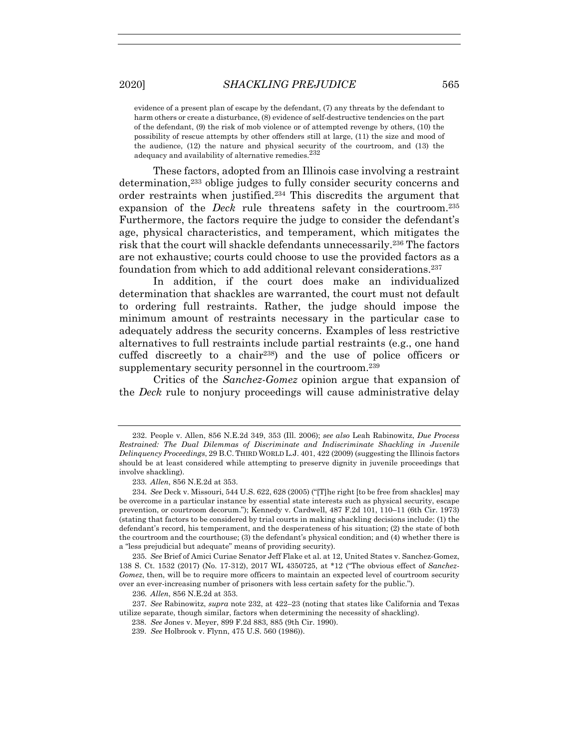evidence of a present plan of escape by the defendant, (7) any threats by the defendant to harm others or create a disturbance, (8) evidence of self-destructive tendencies on the part of the defendant, (9) the risk of mob violence or of attempted revenge by others, (10) the possibility of rescue attempts by other offenders still at large, (11) the size and mood of the audience, (12) the nature and physical security of the courtroom, and (13) the adequacy and availability of alternative remedies.[232]

These factors, adopted from an Illinois case involving a restraint determination,[233] oblige judges to fully consider security concerns and order restraints when justified.[234] This discredits the argument that expansion of the *Deck* rule threatens safety in the courtroom.[235] Furthermore, the factors require the judge to consider the defendant's age, physical characteristics, and temperament, which mitigates the risk that the court will shackle defendants unnecessarily.[236] The factors are not exhaustive; courts could choose to use the provided factors as a foundation from which to add additional relevant considerations.[237]

In addition, if the court does make an individualized determination that shackles are warranted, the court must not default to ordering full restraints. Rather, the judge should impose the minimum amount of restraints necessary in the particular case to adequately address the security concerns. Examples of less restrictive alternatives to full restraints include partial restraints (e.g., one hand cuffed discreetly to a chair[238]) and the use of police officers or supplementary security personnel in the courtroom.[239]

Critics of the *Sanchez-Gomez* opinion argue that expansion of the *Deck* rule to nonjury proceedings will cause administrative delay

---

232. People v. Allen, 856 N.E.2d 349, 353 (Ill. 2006); *see also* Leah Rabinowitz, *Due Process Restrained: The Dual Dilemmas of Discriminate and Indiscriminate Shackling in Juvenile Delinquency Proceedings*, 29 B.C. THIRD WORLD L.J. 401, 422 (2009) (suggesting the Illinois factors should be at least considered while attempting to preserve dignity in juvenile proceedings that involve shackling).

233. *Allen*, 856 N.E.2d at 353.

234. *See* Deck v. Missouri, 544 U.S. 622, 628 (2005) ("[T]he right [to be free from shackles] may be overcome in a particular instance by essential state interests such as physical security, escape prevention, or courtroom decorum."); Kennedy v. Cardwell, 487 F.2d 101, 110–11 (6th Cir. 1973) (stating that factors to be considered by trial courts in making shackling decisions include: (1) the defendant's record, his temperament, and the desperateness of his situation; (2) the state of both the courtroom and the courthouse; (3) the defendant's physical condition; and (4) whether there is a "less prejudicial but adequate" means of providing security).

235. *See* Brief of Amici Curiae Senator Jeff Flake et al. at 12, United States v. Sanchez-Gomez, 138 S. Ct. 1532 (2017) (No. 17-312), 2017 WL 4350725, at *12 ("The obvious effect of *Sanchez-Gomez*, then, will be to require more officers to maintain an expected level of courtroom security over an ever-increasing number of prisoners with less certain safety for the public.").

236. *Allen*, 856 N.E.2d at 353.

237. *See* Rabinowitz, *supra* note 232, at 422–23 (noting that states like California and Texas utilize separate, though similar, factors when determining the necessity of shackling).

238. *See* Jones v. Meyer, 899 F.2d 883, 885 (9th Cir. 1990).

239. *See* Holbrook v. Flynn, 475 U.S. 560 (1986)).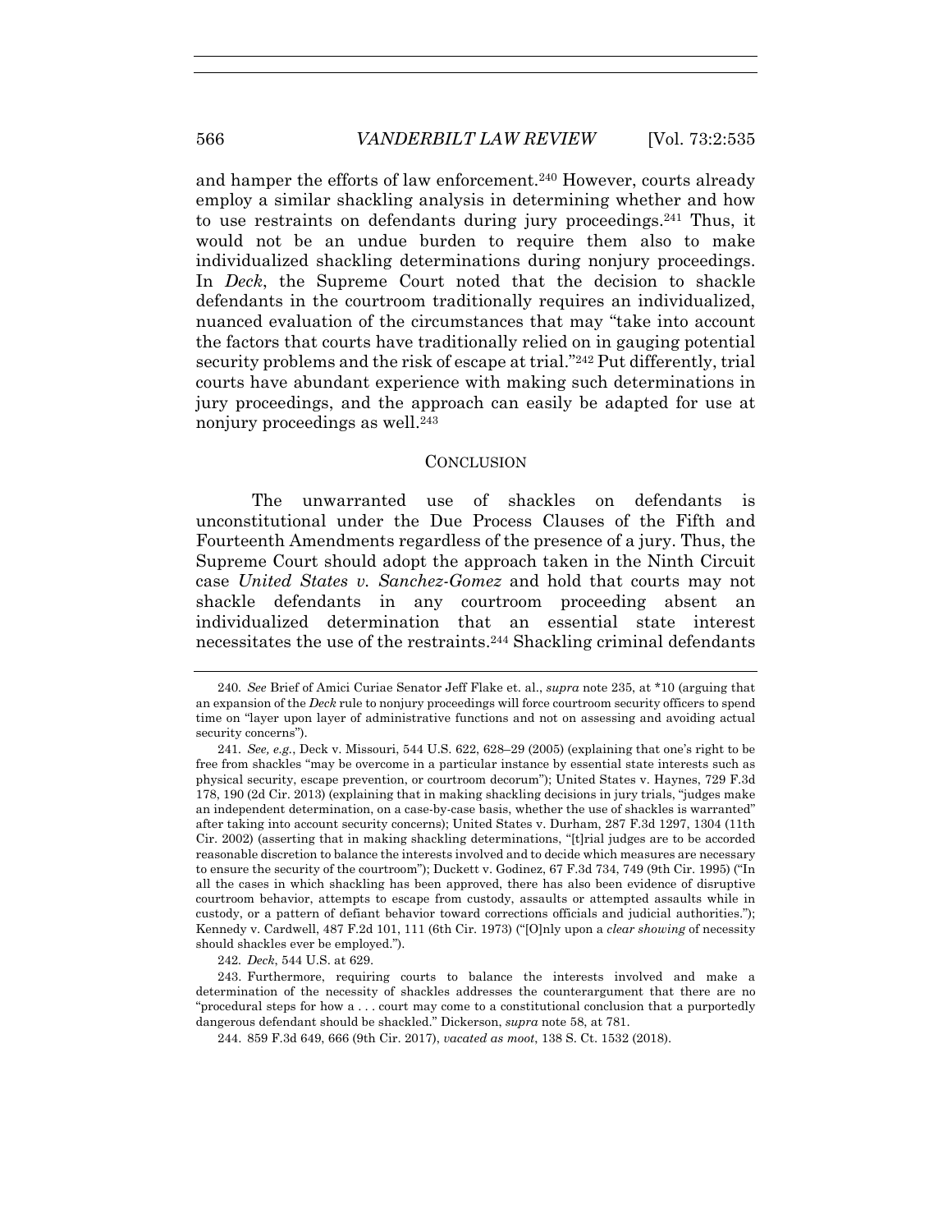and hamper the efforts of law enforcement.[240] However, courts already employ a similar shackling analysis in determining whether and how to use restraints on defendants during jury proceedings.[241] Thus, it would not be an undue burden to require them also to make individualized shackling determinations during nonjury proceedings. In *Deck*, the Supreme Court noted that the decision to shackle defendants in the courtroom traditionally requires an individualized, nuanced evaluation of the circumstances that may "take into account the factors that courts have traditionally relied on in gauging potential security problems and the risk of escape at trial."[242] Put differently, trial courts have abundant experience with making such determinations in jury proceedings, and the approach can easily be adapted for use at nonjury proceedings as well.[243]

## CONCLUSION

The unwarranted use of shackles on defendants is unconstitutional under the Due Process Clauses of the Fifth and Fourteenth Amendments regardless of the presence of a jury. Thus, the Supreme Court should adopt the approach taken in the Ninth Circuit case *United States v. Sanchez-Gomez* and hold that courts may not shackle defendants in any courtroom proceeding absent an individualized determination that an essential state interest necessitates the use of the restraints.[244] Shackling criminal defendants

---

240. *See* Brief of Amici Curiae Senator Jeff Flake et. al., *supra* note 235, at \*10 (arguing that an expansion of the *Deck* rule to nonjury proceedings will force courtroom security officers to spend time on "layer upon layer of administrative functions and not on assessing and avoiding actual security concerns").

241. *See, e.g.*, Deck v. Missouri, 544 U.S. 622, 628–29 (2005) (explaining that one's right to be free from shackles "may be overcome in a particular instance by essential state interests such as physical security, escape prevention, or courtroom decorum"); United States v. Haynes, 729 F.3d 178, 190 (2d Cir. 2013) (explaining that in making shackling decisions in jury trials, "judges make an independent determination, on a case-by-case basis, whether the use of shackles is warranted" after taking into account security concerns); United States v. Durham, 287 F.3d 1297, 1304 (11th Cir. 2002) (asserting that in making shackling determinations, "[t]rial judges are to be accorded reasonable discretion to balance the interests involved and to decide which measures are necessary to ensure the security of the courtroom"); Duckett v. Godinez, 67 F.3d 734, 749 (9th Cir. 1995) ("In all the cases in which shackling has been approved, there has also been evidence of disruptive courtroom behavior, attempts to escape from custody, assaults or attempted assaults while in custody, or a pattern of defiant behavior toward corrections officials and judicial authorities."); Kennedy v. Cardwell, 487 F.2d 101, 111 (6th Cir. 1973) ("[O]nly upon a *clear showing* of necessity should shackles ever be employed.").

242. *Deck*, 544 U.S. at 629.

243. Furthermore, requiring courts to balance the interests involved and make a determination of the necessity of shackles addresses the counterargument that there are no "procedural steps for how a . . . court may come to a constitutional conclusion that a purportedly dangerous defendant should be shackled." Dickerson, *supra* note 58, at 781.

244. 859 F.3d 649, 666 (9th Cir. 2017), *vacated as moot*, 138 S. Ct. 1532 (2018).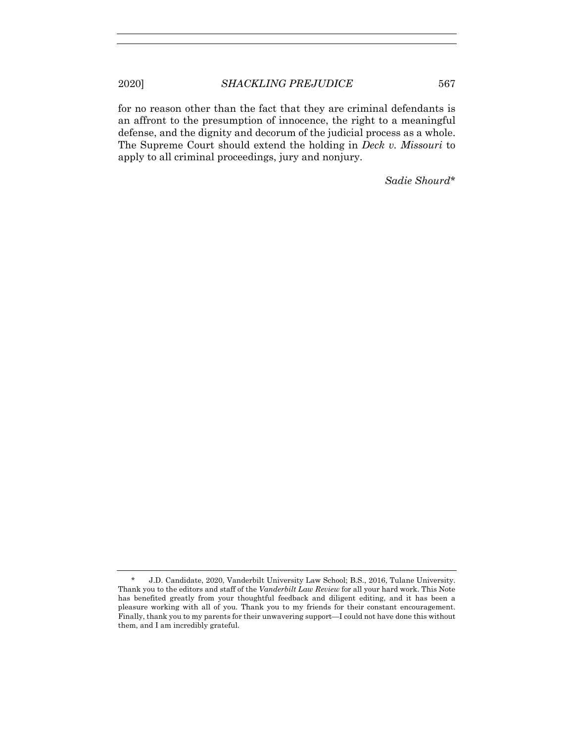for no reason other than the fact that they are criminal defendants is an affront to the presumption of innocence, the right to a meaningful defense, and the dignity and decorum of the judicial process as a whole. The Supreme Court should extend the holding in *Deck v. Missouri* to apply to all criminal proceedings, jury and nonjury.

*Sadie Shourd**

---

\* J.D. Candidate, 2020, Vanderbilt University Law School; B.S., 2016, Tulane University. Thank you to the editors and staff of the *Vanderbilt Law Review* for all your hard work. This Note has benefited greatly from your thoughtful feedback and diligent editing, and it has been a pleasure working with all of you. Thank you to my friends for their constant encouragement. Finally, thank you to my parents for their unwavering support—I could not have done this without them, and I am incredibly grateful.